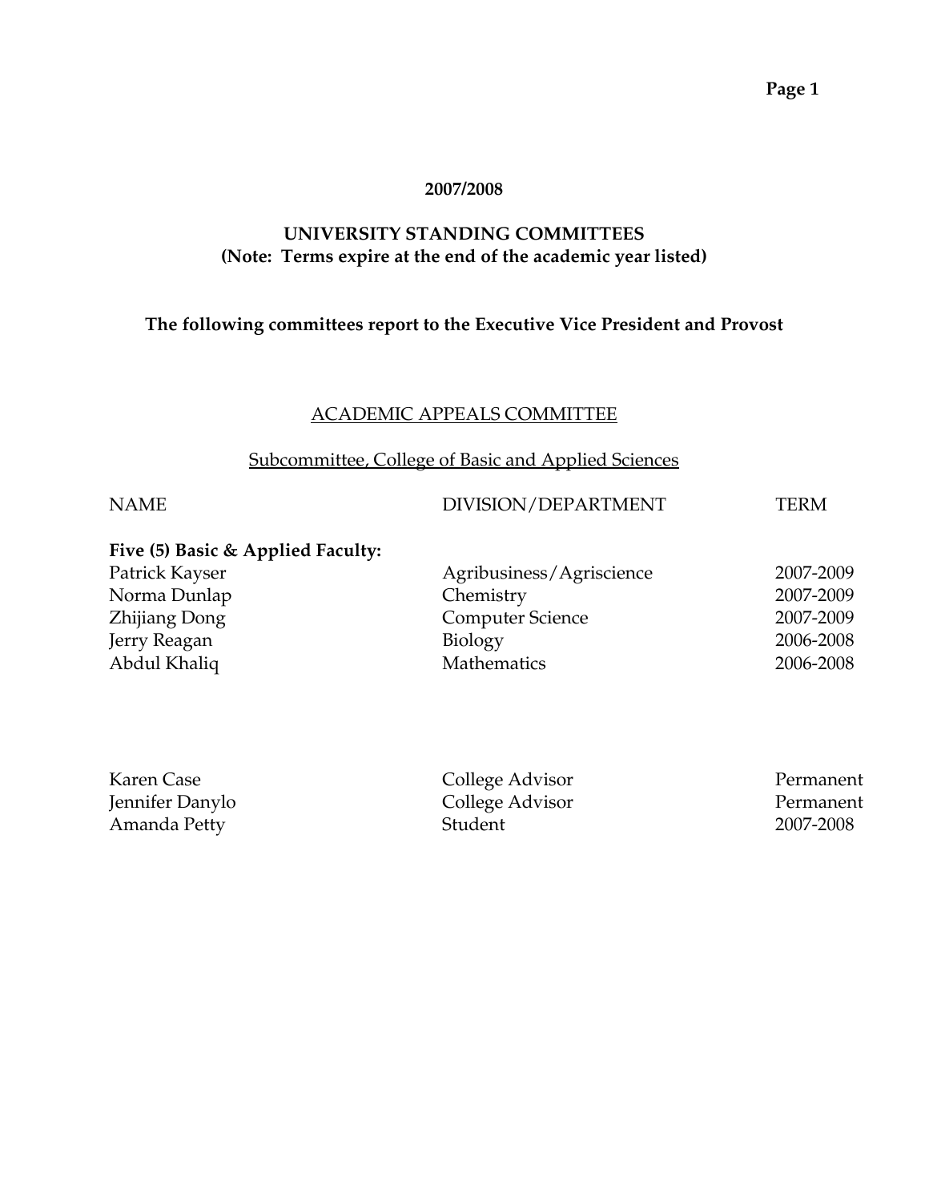**2007/2008**

# UNIVERSITY STANDING COMMITTEES
**(Note: Terms expire at the end of the academic year listed)**

**The following committees report to the Executive Vice President and Provost**

## ACADEMIC APPEALS COMMITTEE

### Subcommittee, College of Basic and Applied Sciences

| NAME | DIVISION/DEPARTMENT | TERM |
|---|---|---|
| **Five (5) Basic & Applied Faculty:** | | |
| Patrick Kayser | Agribusiness/Agriscience | 2007-2009 |
| Norma Dunlap | Chemistry | 2007-2009 |
| Zhijiang Dong | Computer Science | 2007-2009 |
| Jerry Reagan | Biology | 2006-2008 |
| Abdul Khaliq | Mathematics | 2006-2008 |
| | | |
| Karen Case | College Advisor | Permanent |
| Jennifer Danylo | College Advisor | Permanent |
| Amanda Petty | Student | 2007-2008 |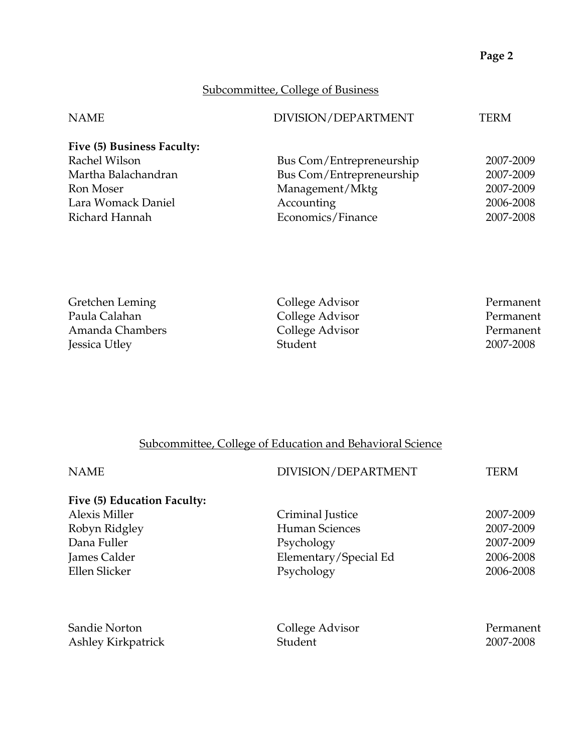## Subcommittee, College of Business

| NAME | DIVISION/DEPARTMENT | TERM |
| --- | --- | --- |
| **Five (5) Business Faculty:** | | |
| Rachel Wilson | Bus Com/Entrepreneurship | 2007-2009 |
| Martha Balachandran | Bus Com/Entrepreneurship | 2007-2009 |
| Ron Moser | Management/Mktg | 2007-2009 |
| Lara Womack Daniel | Accounting | 2006-2008 |
| Richard Hannah | Economics/Finance | 2007-2008 |
| | | |
| Gretchen Leming | College Advisor | Permanent |
| Paula Calahan | College Advisor | Permanent |
| Amanda Chambers | College Advisor | Permanent |
| Jessica Utley | Student | 2007-2008 |

## Subcommittee, College of Education and Behavioral Science

| NAME | DIVISION/DEPARTMENT | TERM |
| --- | --- | --- |
| **Five (5) Education Faculty:** | | |
| Alexis Miller | Criminal Justice | 2007-2009 |
| Robyn Ridgley | Human Sciences | 2007-2009 |
| Dana Fuller | Psychology | 2007-2009 |
| James Calder | Elementary/Special Ed | 2006-2008 |
| Ellen Slicker | Psychology | 2006-2008 |
| | | |
| Sandie Norton | College Advisor | Permanent |
| Ashley Kirkpatrick | Student | 2007-2008 |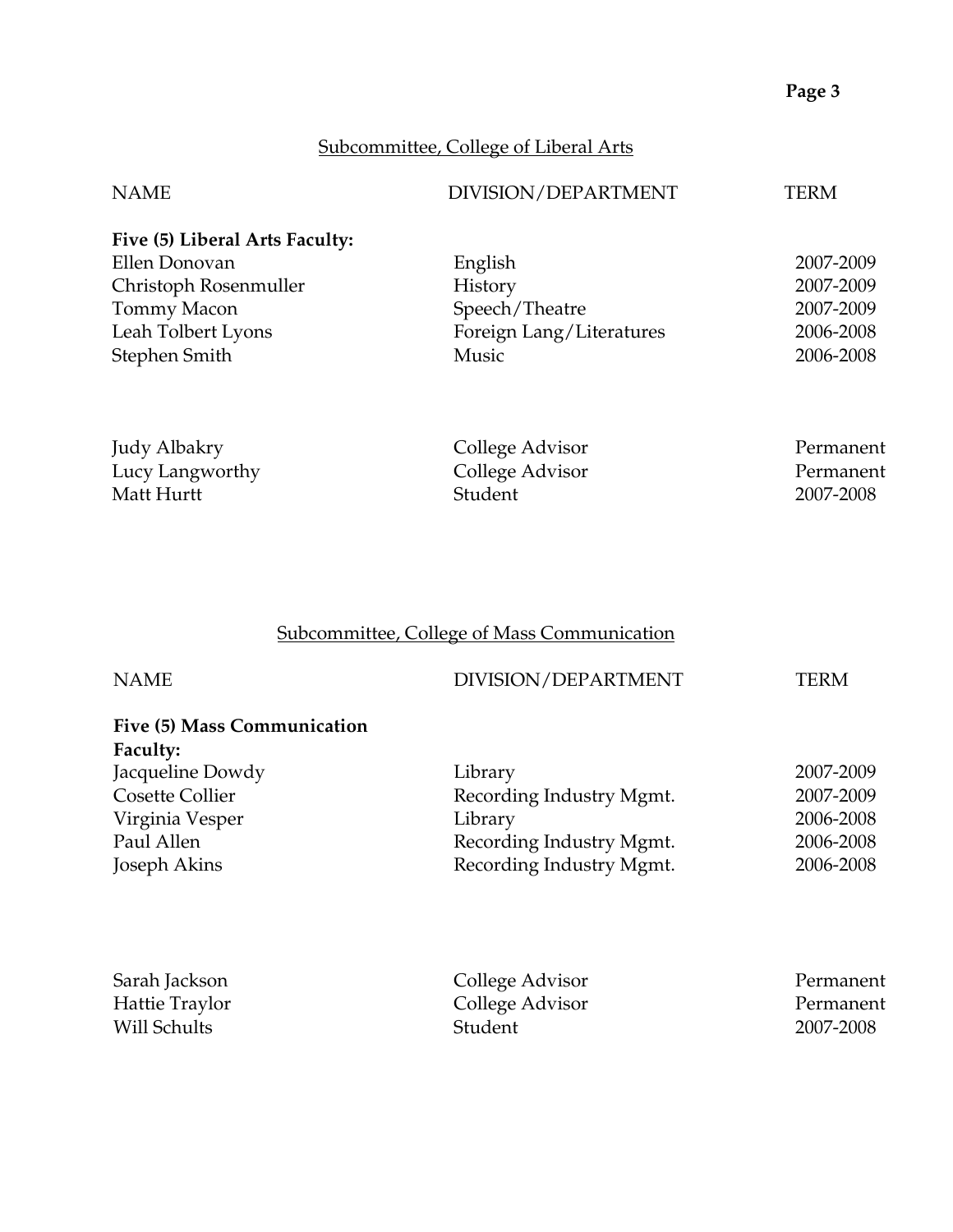## Subcommittee, College of Liberal Arts

| NAME | DIVISION/DEPARTMENT | TERM |
|---|---|---|
| **Five (5) Liberal Arts Faculty:** | | |
| Ellen Donovan | English | 2007-2009 |
| Christoph Rosenmuller | History | 2007-2009 |
| Tommy Macon | Speech/Theatre | 2007-2009 |
| Leah Tolbert Lyons | Foreign Lang/Literatures | 2006-2008 |
| Stephen Smith | Music | 2006-2008 |
| | | |
| Judy Albakry | College Advisor | Permanent |
| Lucy Langworthy | College Advisor | Permanent |
| Matt Hurtt | Student | 2007-2008 |

## Subcommittee, College of Mass Communication

| NAME | DIVISION/DEPARTMENT | TERM |
|---|---|---|
| **Five (5) Mass Communication Faculty:** | | |
| Jacqueline Dowdy | Library | 2007-2009 |
| Cosette Collier | Recording Industry Mgmt. | 2007-2009 |
| Virginia Vesper | Library | 2006-2008 |
| Paul Allen | Recording Industry Mgmt. | 2006-2008 |
| Joseph Akins | Recording Industry Mgmt. | 2006-2008 |
| | | |
| Sarah Jackson | College Advisor | Permanent |
| Hattie Traylor | College Advisor | Permanent |
| Will Schults | Student | 2007-2008 |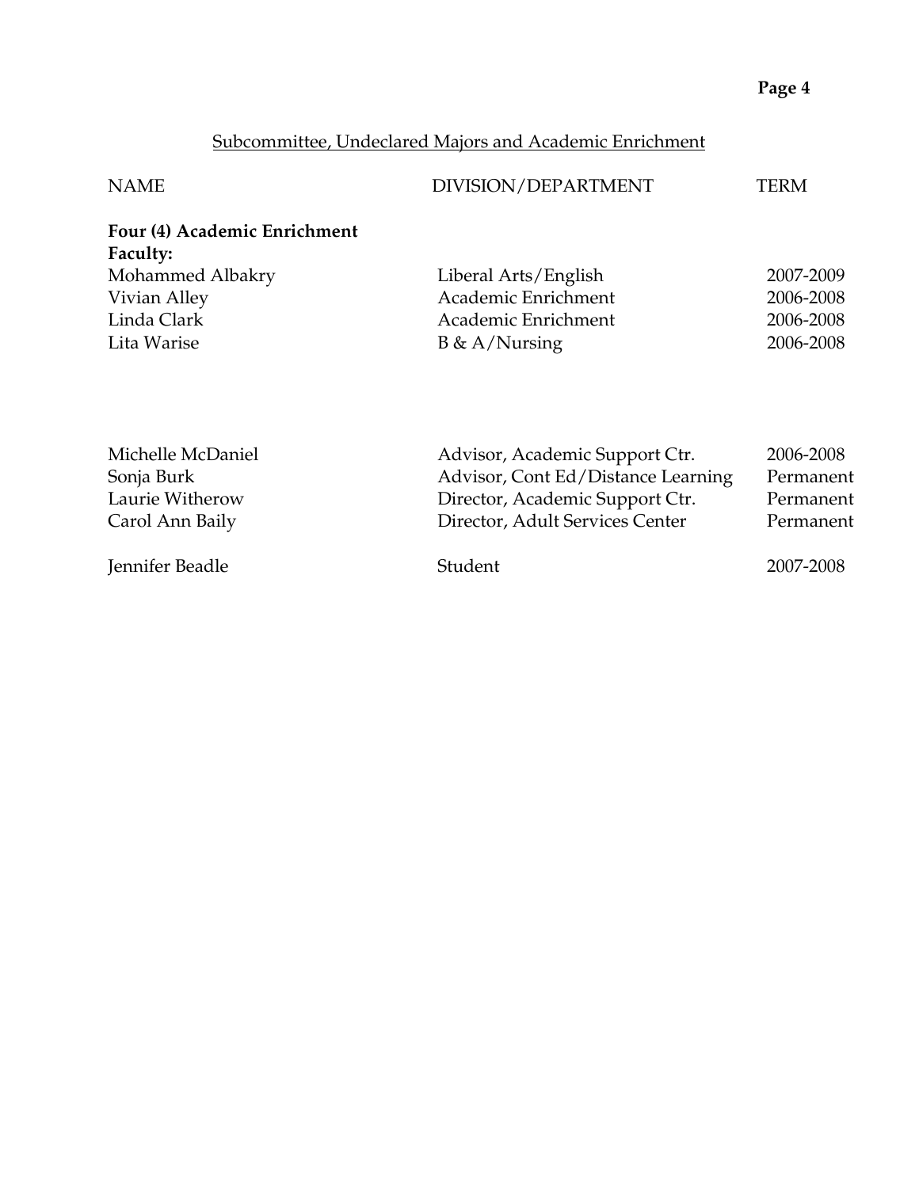## Subcommittee, Undeclared Majors and Academic Enrichment

| NAME | DIVISION/DEPARTMENT | TERM |
|---|---|---|
| **Four (4) Academic Enrichment Faculty:** | | |
| Mohammed Albakry | Liberal Arts/English | 2007-2009 |
| Vivian Alley | Academic Enrichment | 2006-2008 |
| Linda Clark | Academic Enrichment | 2006-2008 |
| Lita Warise | B & A/Nursing | 2006-2008 |
| | | |
| Michelle McDaniel | Advisor, Academic Support Ctr. | 2006-2008 |
| Sonja Burk | Advisor, Cont Ed/Distance Learning | Permanent |
| Laurie Witherow | Director, Academic Support Ctr. | Permanent |
| Carol Ann Baily | Director, Adult Services Center | Permanent |
| | | |
| Jennifer Beadle | Student | 2007-2008 |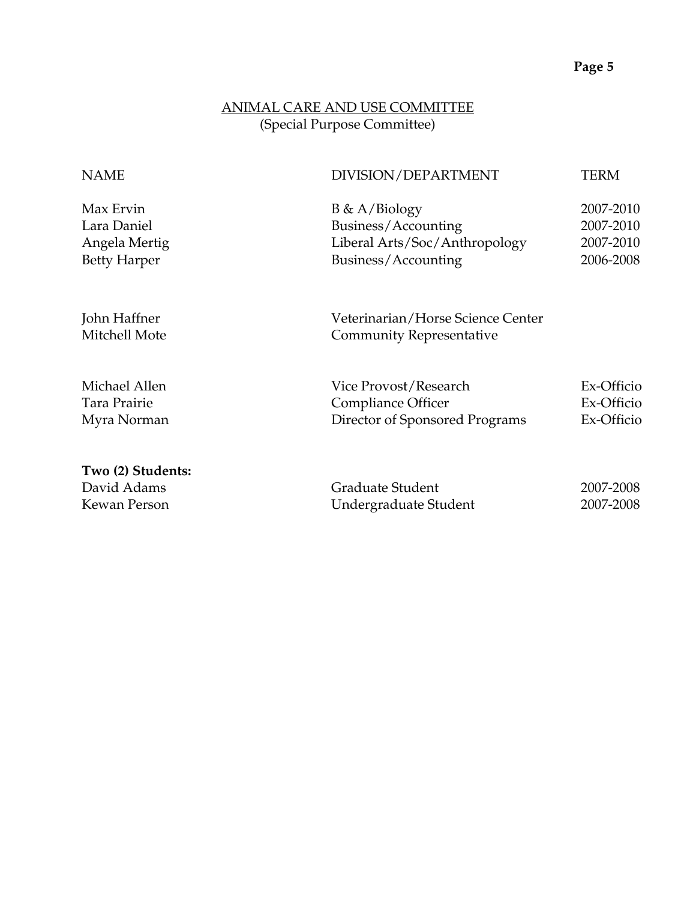## ANIMAL CARE AND USE COMMITTEE
(Special Purpose Committee)

| NAME | DIVISION/DEPARTMENT | TERM |
|---|---|---|
| Max Ervin | B & A/Biology | 2007-2010 |
| Lara Daniel | Business/Accounting | 2007-2010 |
| Angela Mertig | Liberal Arts/Soc/Anthropology | 2007-2010 |
| Betty Harper | Business/Accounting | 2006-2008 |
| | | |
| John Haffner | Veterinarian/Horse Science Center | |
| Mitchell Mote | Community Representative | |
| | | |
| Michael Allen | Vice Provost/Research | Ex-Officio |
| Tara Prairie | Compliance Officer | Ex-Officio |
| Myra Norman | Director of Sponsored Programs | Ex-Officio |
| | | |
| **Two (2) Students:** | | |
| David Adams | Graduate Student | 2007-2008 |
| Kewan Person | Undergraduate Student | 2007-2008 |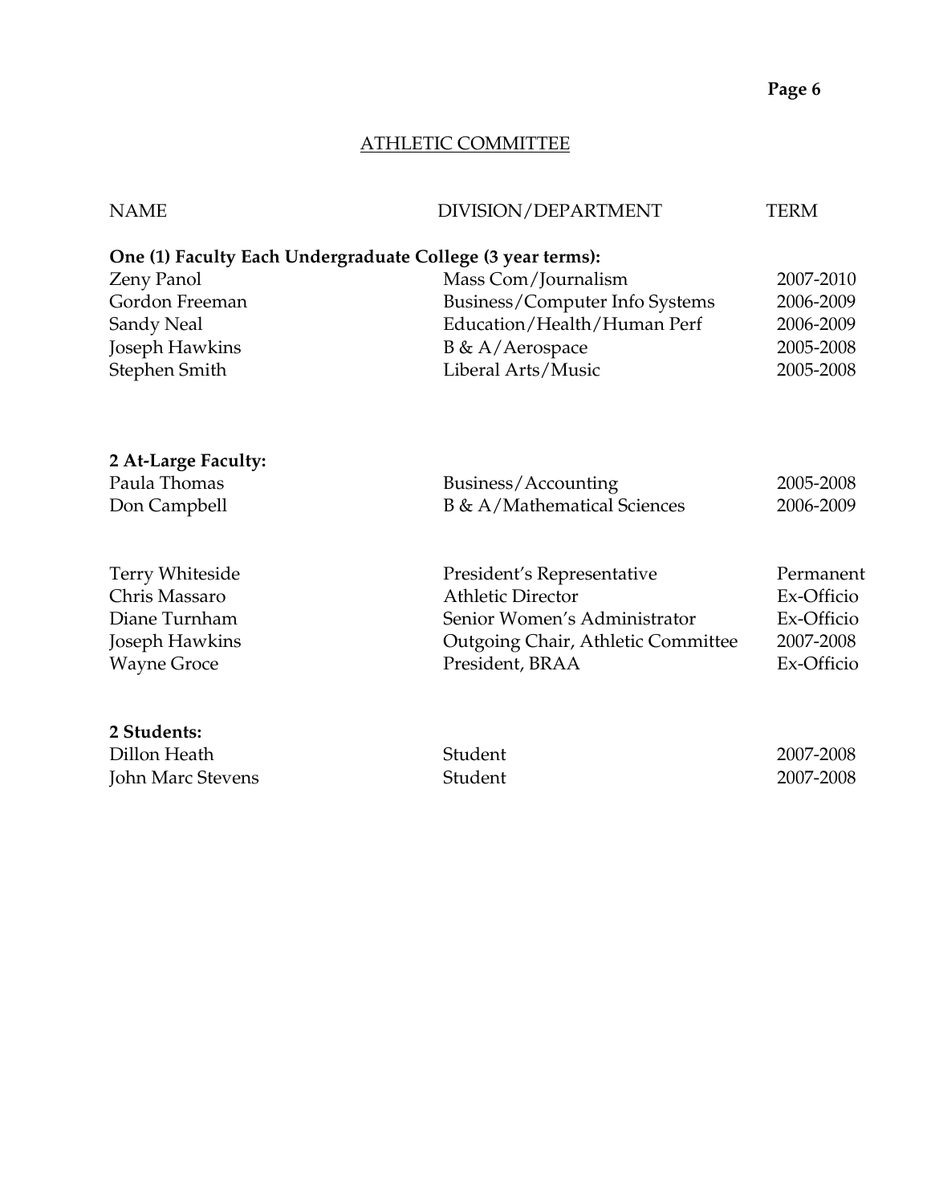## ATHLETIC COMMITTEE

| NAME | DIVISION/DEPARTMENT | TERM |
|---|---|---|
| **One (1) Faculty Each Undergraduate College (3 year terms):** | | |
| Zeny Panol | Mass Com/Journalism | 2007-2010 |
| Gordon Freeman | Business/Computer Info Systems | 2006-2009 |
| Sandy Neal | Education/Health/Human Perf | 2006-2009 |
| Joseph Hawkins | B & A/Aerospace | 2005-2008 |
| Stephen Smith | Liberal Arts/Music | 2005-2008 |
| **2 At-Large Faculty:** | | |
| Paula Thomas | Business/Accounting | 2005-2008 |
| Don Campbell | B & A/Mathematical Sciences | 2006-2009 |
| Terry Whiteside | President's Representative | Permanent |
| Chris Massaro | Athletic Director | Ex-Officio |
| Diane Turnham | Senior Women's Administrator | Ex-Officio |
| Joseph Hawkins | Outgoing Chair, Athletic Committee | 2007-2008 |
| Wayne Groce | President, BRAA | Ex-Officio |
| **2 Students:** | | |
| Dillon Heath | Student | 2007-2008 |
| John Marc Stevens | Student | 2007-2008 |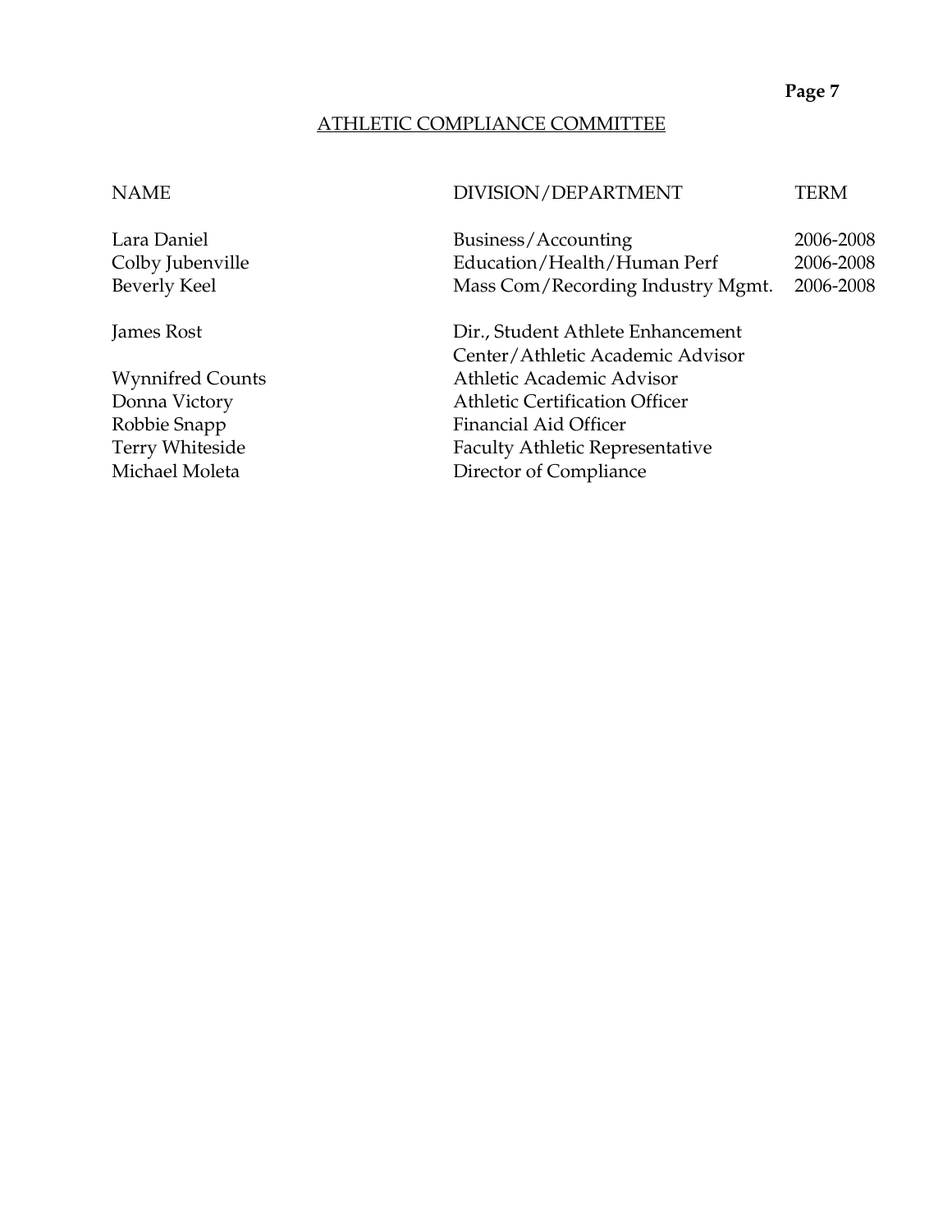## ATHLETIC COMMPLIANCE COMMITTEE

| NAME | DIVISION/DEPARTMENT | TERM |
| --- | --- | --- |
| Lara Daniel | Business/Accounting | 2006-2008 |
| Colby Jubenville | Education/Health/Human Perf | 2006-2008 |
| Beverly Keel | Mass Com/Recording Industry Mgmt. | 2006-2008 |
| James Rost | Dir., Student Athlete Enhancement Center/Athletic Academic Advisor | |
| Wynnifred Counts | Athletic Academic Advisor | |
| Donna Victory | Athletic Certification Officer | |
| Robbie Snapp | Financial Aid Officer | |
| Terry Whiteside | Faculty Athletic Representative | |
| Michael Moleta | Director of Compliance | |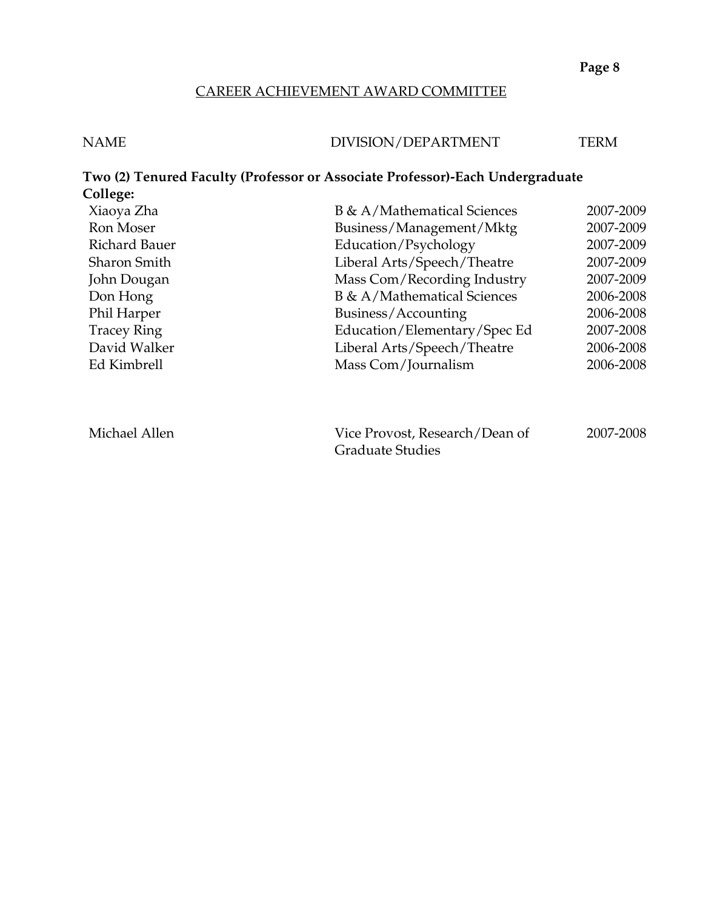## CAREER ACHIEVEMENT AWARD COMMITTEE

| NAME | DIVISION/DEPARTMENT | TERM |
|---|---|---|
| **Two (2) Tenured Faculty (Professor or Associate Professor)-Each Undergraduate College:** | | |
| Xiaoya Zha | B & A/Mathematical Sciences | 2007-2009 |
| Ron Moser | Business/Management/Mktg | 2007-2009 |
| Richard Bauer | Education/Psychology | 2007-2009 |
| Sharon Smith | Liberal Arts/Speech/Theatre | 2007-2009 |
| John Dougan | Mass Com/Recording Industry | 2007-2009 |
| Don Hong | B & A/Mathematical Sciences | 2006-2008 |
| Phil Harper | Business/Accounting | 2006-2008 |
| Tracey Ring | Education/Elementary/Spec Ed | 2007-2008 |
| David Walker | Liberal Arts/Speech/Theatre | 2006-2008 |
| Ed Kimbrell | Mass Com/Journalism | 2006-2008 |
| | | |
| Michael Allen | Vice Provost, Research/Dean of Graduate Studies | 2007-2008 |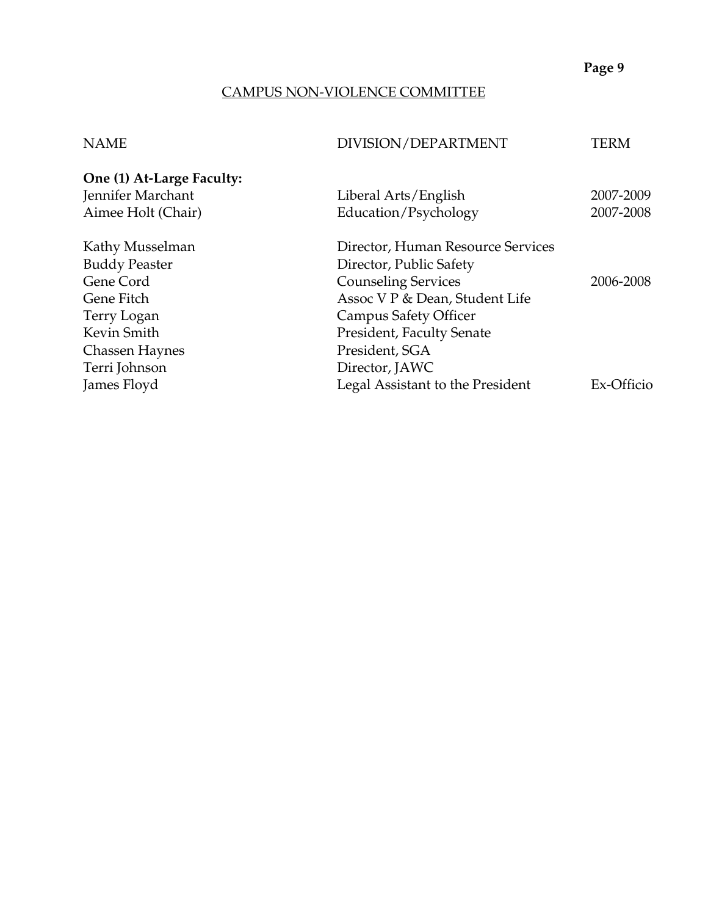## CAMPUS NON-VIOLENCE COMMITTEE

| NAME | DIVISION/DEPARTMENT | TERM |
|---|---|---|
| **One (1) At-Large Faculty:** | | |
| Jennifer Marchant | Liberal Arts/English | 2007-2009 |
| Aimee Holt (Chair) | Education/Psychology | 2007-2008 |
| | | |
| Kathy Musselman | Director, Human Resource Services | |
| Buddy Peaster | Director, Public Safety | |
| Gene Cord | Counseling Services | 2006-2008 |
| Gene Fitch | Assoc V P & Dean, Student Life | |
| Terry Logan | Campus Safety Officer | |
| Kevin Smith | President, Faculty Senate | |
| Chassen Haynes | President, SGA | |
| Terri Johnson | Director, JAWC | |
| James Floyd | Legal Assistant to the President | Ex-Officio |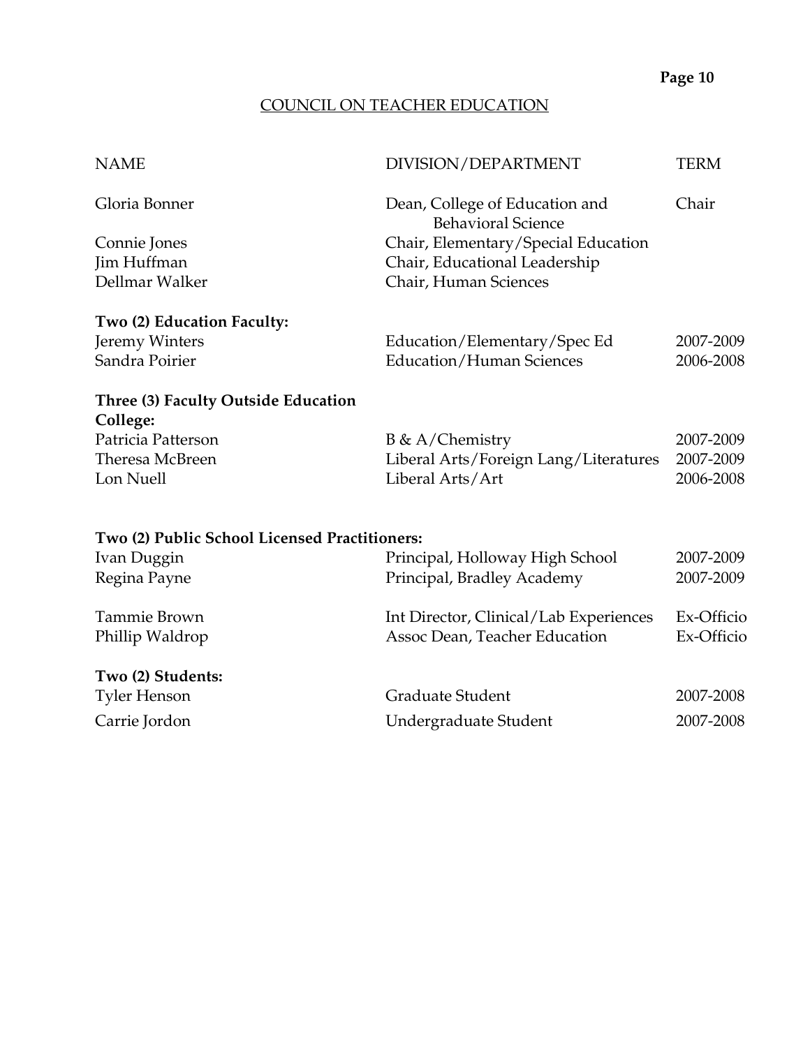## COUNCIL ON TEACHER EDUCATION

| NAME | DIVISION/DEPARTMENT | TERM |
|---|---|---|
| Gloria Bonner | Dean, College of Education and Behavioral Science | Chair |
| Connie Jones | Chair, Elementary/Special Education | |
| Jim Huffman | Chair, Educational Leadership | |
| Dellmar Walker | Chair, Human Sciences | |
| **Two (2) Education Faculty:** | | |
| Jeremy Winters | Education/Elementary/Spec Ed | 2007-2009 |
| Sandra Poirier | Education/Human Sciences | 2006-2008 |
| **Three (3) Faculty Outside Education College:** | | |
| Patricia Patterson | B & A/Chemistry | 2007-2009 |
| Theresa McBreen | Liberal Arts/Foreign Lang/Literatures | 2007-2009 |
| Lon Nuell | Liberal Arts/Art | 2006-2008 |
| **Two (2) Public School Licensed Practitioners:** | | |
| Ivan Duggin | Principal, Holloway High School | 2007-2009 |
| Regina Payne | Principal, Bradley Academy | 2007-2009 |
| Tammie Brown | Int Director, Clinical/Lab Experiences | Ex-Officio |
| Phillip Waldrop | Assoc Dean, Teacher Education | Ex-Officio |
| **Two (2) Students:** | | |
| Tyler Henson | Graduate Student | 2007-2008 |
| Carrie Jordon | Undergraduate Student | 2007-2008 |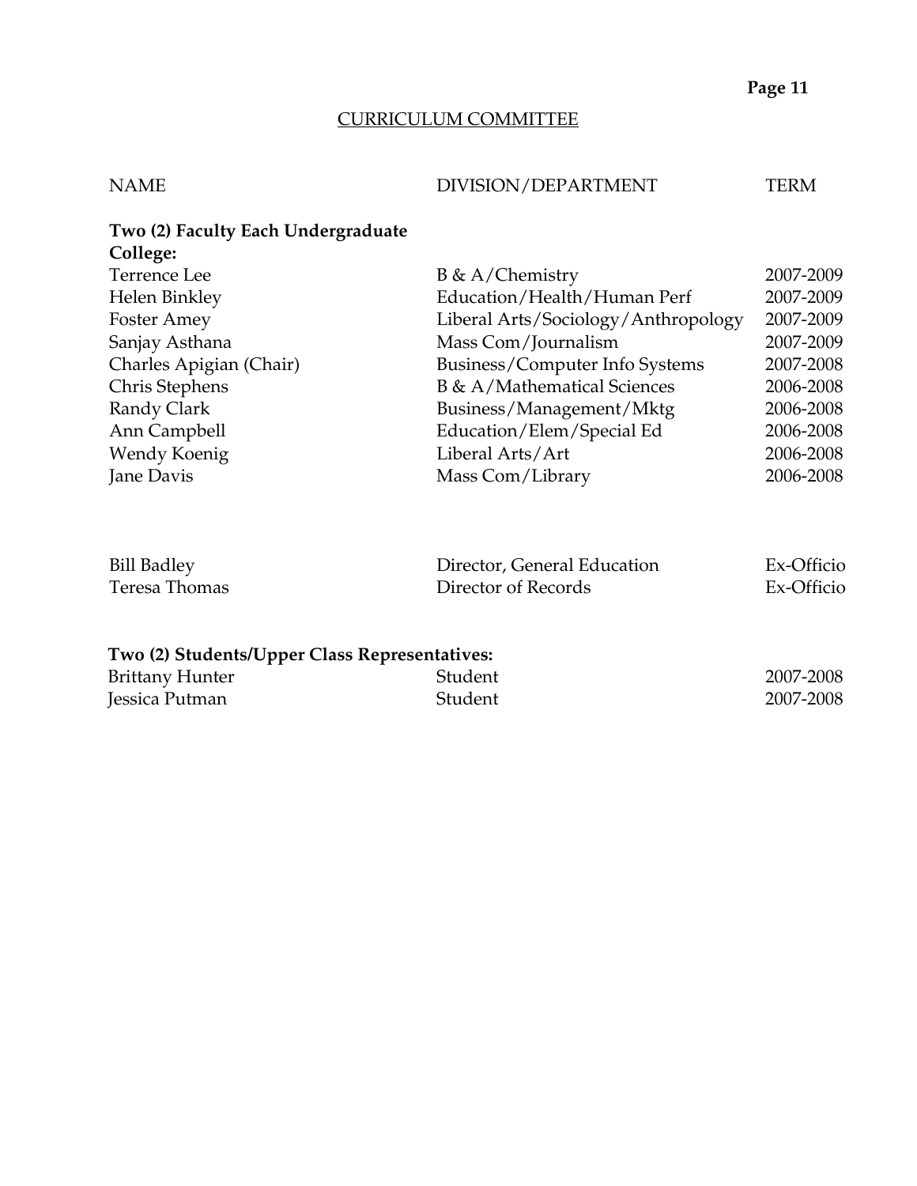## CURRICULUM COMMITTEE

| NAME | DIVISION/DEPARTMENT | TERM |
| --- | --- | --- |
| **Two (2) Faculty Each Undergraduate College:** | | |
| Terrence Lee | B & A/Chemistry | 2007-2009 |
| Helen Binkley | Education/Health/Human Perf | 2007-2009 |
| Foster Amey | Liberal Arts/Sociology/Anthropology | 2007-2009 |
| Sanjay Asthana | Mass Com/Journalism | 2007-2009 |
| Charles Apigian (Chair) | Business/Computer Info Systems | 2007-2008 |
| Chris Stephens | B & A/Mathematical Sciences | 2006-2008 |
| Randy Clark | Business/Management/Mktg | 2006-2008 |
| Ann Campbell | Education/Elem/Special Ed | 2006-2008 |
| Wendy Koenig | Liberal Arts/Art | 2006-2008 |
| Jane Davis | Mass Com/Library | 2006-2008 |
| | | |
| Bill Badley | Director, General Education | Ex-Officio |
| Teresa Thomas | Director of Records | Ex-Officio |
| | | |
| **Two (2) Students/Upper Class Representatives:** | | |
| Brittany Hunter | Student | 2007-2008 |
| Jessica Putman | Student | 2007-2008 |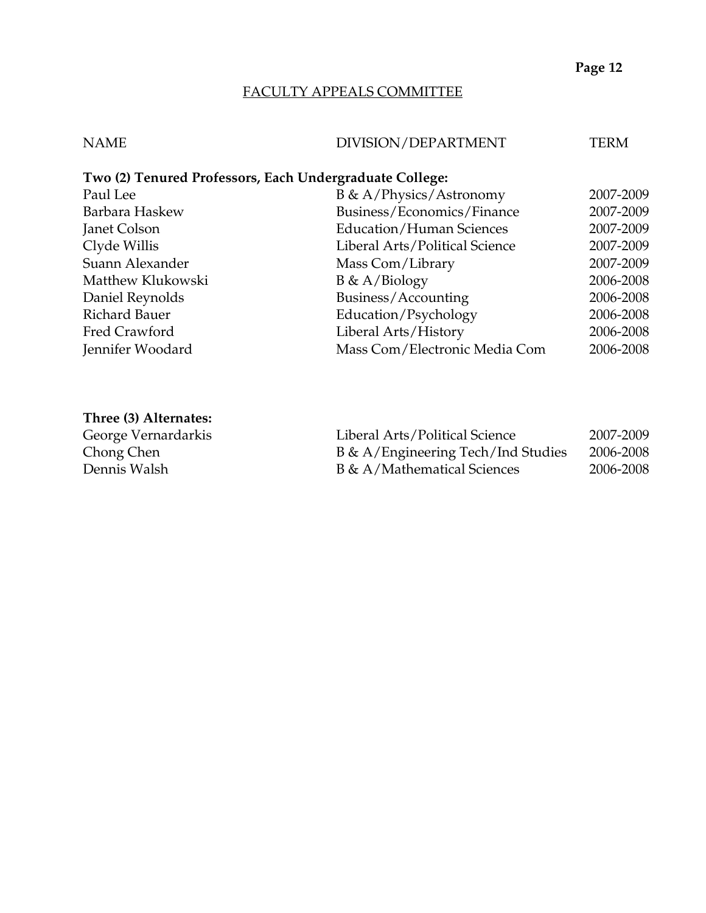## FACULTY APPEALS COMMITTEE

| NAME | DIVISION/DEPARTMENT | TERM |
|---|---|---|
| **Two (2) Tenured Professors, Each Undergraduate College:** | | |
| Paul Lee | B & A/Physics/Astronomy | 2007-2009 |
| Barbara Haskew | Business/Economics/Finance | 2007-2009 |
| Janet Colson | Education/Human Sciences | 2007-2009 |
| Clyde Willis | Liberal Arts/Political Science | 2007-2009 |
| Suann Alexander | Mass Com/Library | 2007-2009 |
| Matthew Klukowski | B & A/Biology | 2006-2008 |
| Daniel Reynolds | Business/Accounting | 2006-2008 |
| Richard Bauer | Education/Psychology | 2006-2008 |
| Fred Crawford | Liberal Arts/History | 2006-2008 |
| Jennifer Woodard | Mass Com/Electronic Media Com | 2006-2008 |
| **Three (3) Alternates:** | | |
| George Vernardarkis | Liberal Arts/Political Science | 2007-2009 |
| Chong Chen | B & A/Engineering Tech/Ind Studies | 2006-2008 |
| Dennis Walsh | B & A/Mathematical Sciences | 2006-2008 |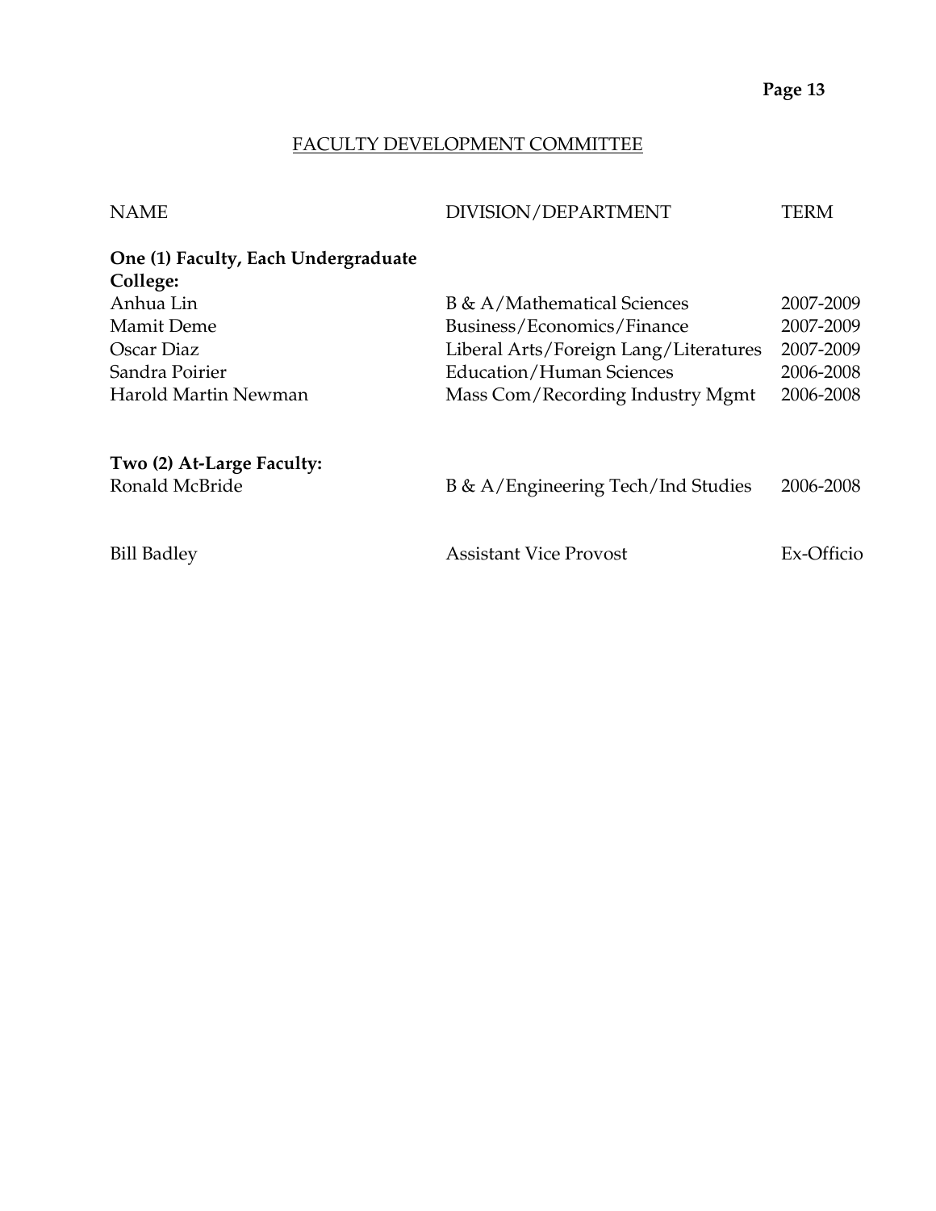## FACULTY DEVELOPMENT COMMITTEE

| NAME | DIVISION/DEPARTMENT | TERM |
|---|---|---|
| **One (1) Faculty, Each Undergraduate College:** | | |
| Anhua Lin | B & A/Mathematical Sciences | 2007-2009 |
| Mamit Deme | Business/Economics/Finance | 2007-2009 |
| Oscar Diaz | Liberal Arts/Foreign Lang/Literatures | 2007-2009 |
| Sandra Poirier | Education/Human Sciences | 2006-2008 |
| Harold Martin Newman | Mass Com/Recording Industry Mgmt | 2006-2008 |
| **Two (2) At-Large Faculty:** | | |
| Ronald McBride | B & A/Engineering Tech/Ind Studies | 2006-2008 |
| Bill Badley | Assistant Vice Provost | Ex-Officio |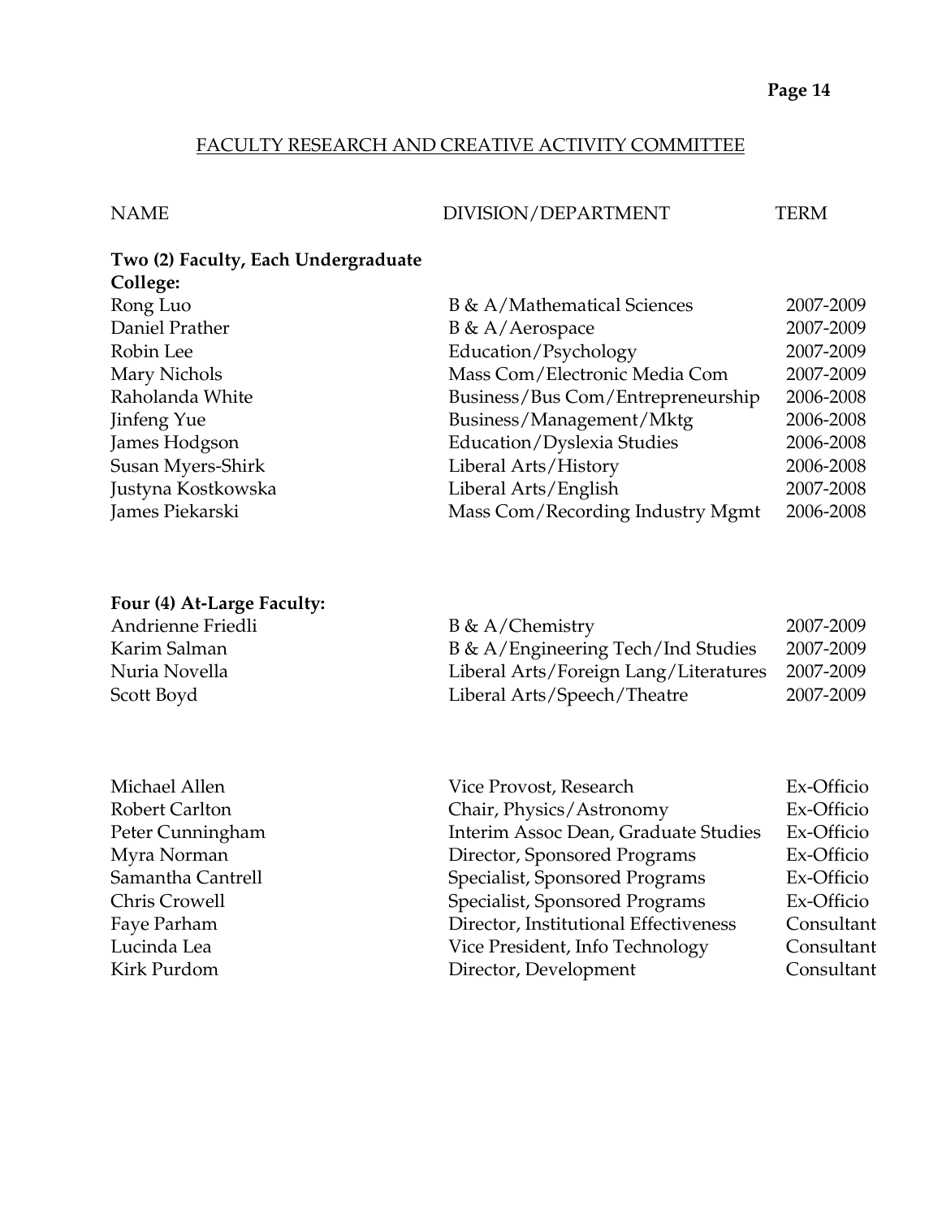## FACULTY RESEARCH AND CREATIVE ACTIVITY COMMITTEE

| NAME | DIVISION/DEPARTMENT | TERM |
|---|---|---|
| **Two (2) Faculty, Each Undergraduate College:** | | |
| Rong Luo | B & A/Mathematical Sciences | 2007-2009 |
| Daniel Prather | B & A/Aerospace | 2007-2009 |
| Robin Lee | Education/Psychology | 2007-2009 |
| Mary Nichols | Mass Com/Electronic Media Com | 2007-2009 |
| Raholanda White | Business/Bus Com/Entrepreneurship | 2006-2008 |
| Jinfeng Yue | Business/Management/Mktg | 2006-2008 |
| James Hodgson | Education/Dyslexia Studies | 2006-2008 |
| Susan Myers-Shirk | Liberal Arts/History | 2006-2008 |
| Justyna Kostkowska | Liberal Arts/English | 2007-2008 |
| James Piekarski | Mass Com/Recording Industry Mgmt | 2006-2008 |
| **Four (4) At-Large Faculty:** | | |
| Andrienne Friedli | B & A/Chemistry | 2007-2009 |
| Karim Salman | B & A/Engineering Tech/Ind Studies | 2007-2009 |
| Nuria Novella | Liberal Arts/Foreign Lang/Literatures | 2007-2009 |
| Scott Boyd | Liberal Arts/Speech/Theatre | 2007-2009 |
| Michael Allen | Vice Provost, Research | Ex-Officio |
| Robert Carlton | Chair, Physics/Astronomy | Ex-Officio |
| Peter Cunningham | Interim Assoc Dean, Graduate Studies | Ex-Officio |
| Myra Norman | Director, Sponsored Programs | Ex-Officio |
| Samantha Cantrell | Specialist, Sponsored Programs | Ex-Officio |
| Chris Crowell | Specialist, Sponsored Programs | Ex-Officio |
| Faye Parham | Director, Institutional Effectiveness | Consultant |
| Lucinda Lea | Vice President, Info Technology | Consultant |
| Kirk Purdom | Director, Development | Consultant |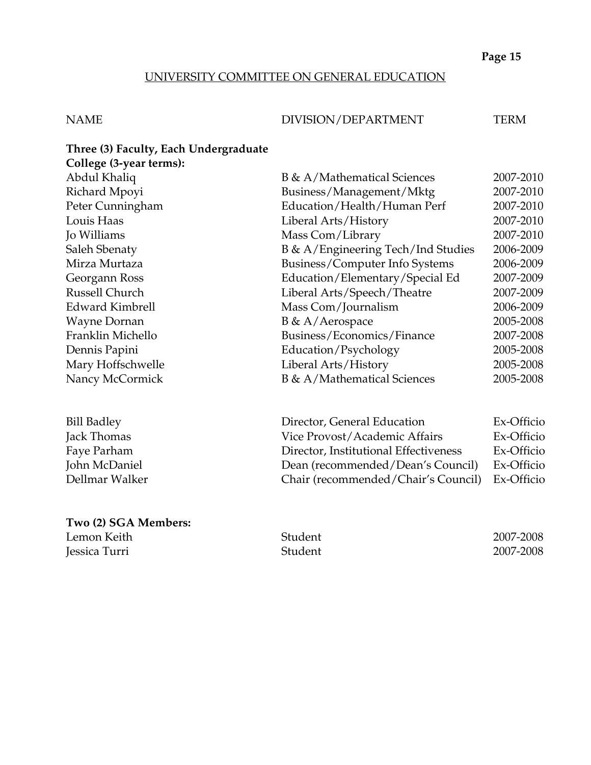## UNIVERSITY COMMITTEE ON GENERAL EDUCATION

| NAME | DIVISION/DEPARTMENT | TERM |
|---|---|---|
| **Three (3) Faculty, Each Undergraduate College (3-year terms):** | | |
| Abdul Khaliq | B & A/Mathematical Sciences | 2007-2010 |
| Richard Mpoyi | Business/Management/Mktg | 2007-2010 |
| Peter Cunningham | Education/Health/Human Perf | 2007-2010 |
| Louis Haas | Liberal Arts/History | 2007-2010 |
| Jo Williams | Mass Com/Library | 2007-2010 |
| Saleh Sbenaty | B & A/Engineering Tech/Ind Studies | 2006-2009 |
| Mirza Murtaza | Business/Computer Info Systems | 2006-2009 |
| Georgann Ross | Education/Elementary/Special Ed | 2007-2009 |
| Russell Church | Liberal Arts/Speech/Theatre | 2007-2009 |
| Edward Kimbrell | Mass Com/Journalism | 2006-2009 |
| Wayne Dornan | B & A/Aerospace | 2005-2008 |
| Franklin Michello | Business/Economics/Finance | 2007-2008 |
| Dennis Papini | Education/Psychology | 2005-2008 |
| Mary Hoffschwelle | Liberal Arts/History | 2005-2008 |
| Nancy McCormick | B & A/Mathematical Sciences | 2005-2008 |
| | | |
| Bill Badley | Director, General Education | Ex-Officio |
| Jack Thomas | Vice Provost/Academic Affairs | Ex-Officio |
| Faye Parham | Director, Institutional Effectiveness | Ex-Officio |
| John McDaniel | Dean (recommended/Dean's Council) | Ex-Officio |
| Dellmar Walker | Chair (recommended/Chair's Council) | Ex-Officio |
| | | |
| **Two (2) SGA Members:** | | |
| Lemon Keith | Student | 2007-2008 |
| Jessica Turri | Student | 2007-2008 |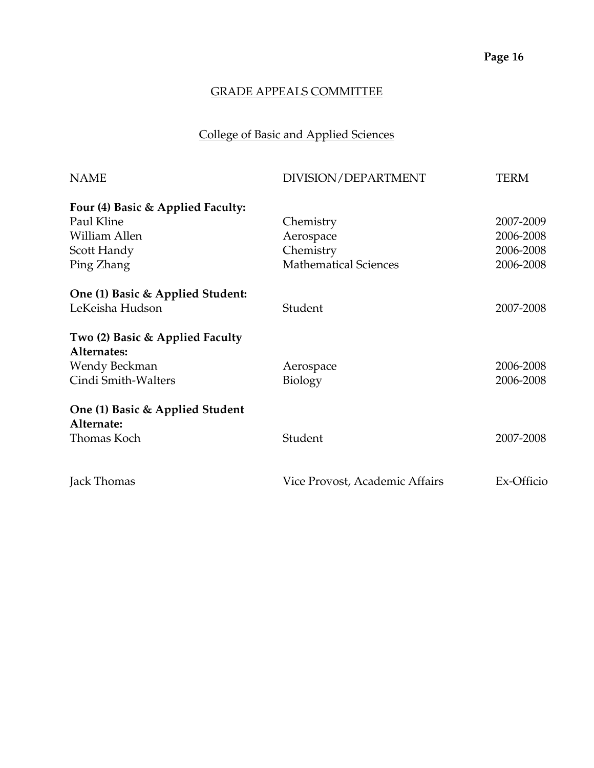## GRADE APPEALS COMMITTEE

### College of Basic and Applied Sciences

| NAME | DIVISION/DEPARTMENT | TERM |
|---|---|---|
| **Four (4) Basic & Applied Faculty:** | | |
| Paul Kline | Chemistry | 2007-2009 |
| William Allen | Aerospace | 2006-2008 |
| Scott Handy | Chemistry | 2006-2008 |
| Ping Zhang | Mathematical Sciences | 2006-2008 |
| **One (1) Basic & Applied Student:** | | |
| LeKeisha Hudson | Student | 2007-2008 |
| **Two (2) Basic & Applied Faculty Alternates:** | | |
| Wendy Beckman | Aerospace | 2006-2008 |
| Cindi Smith-Walters | Biology | 2006-2008 |
| **One (1) Basic & Applied Student Alternate:** | | |
| Thomas Koch | Student | 2007-2008 |
| Jack Thomas | Vice Provost, Academic Affairs | Ex-Officio |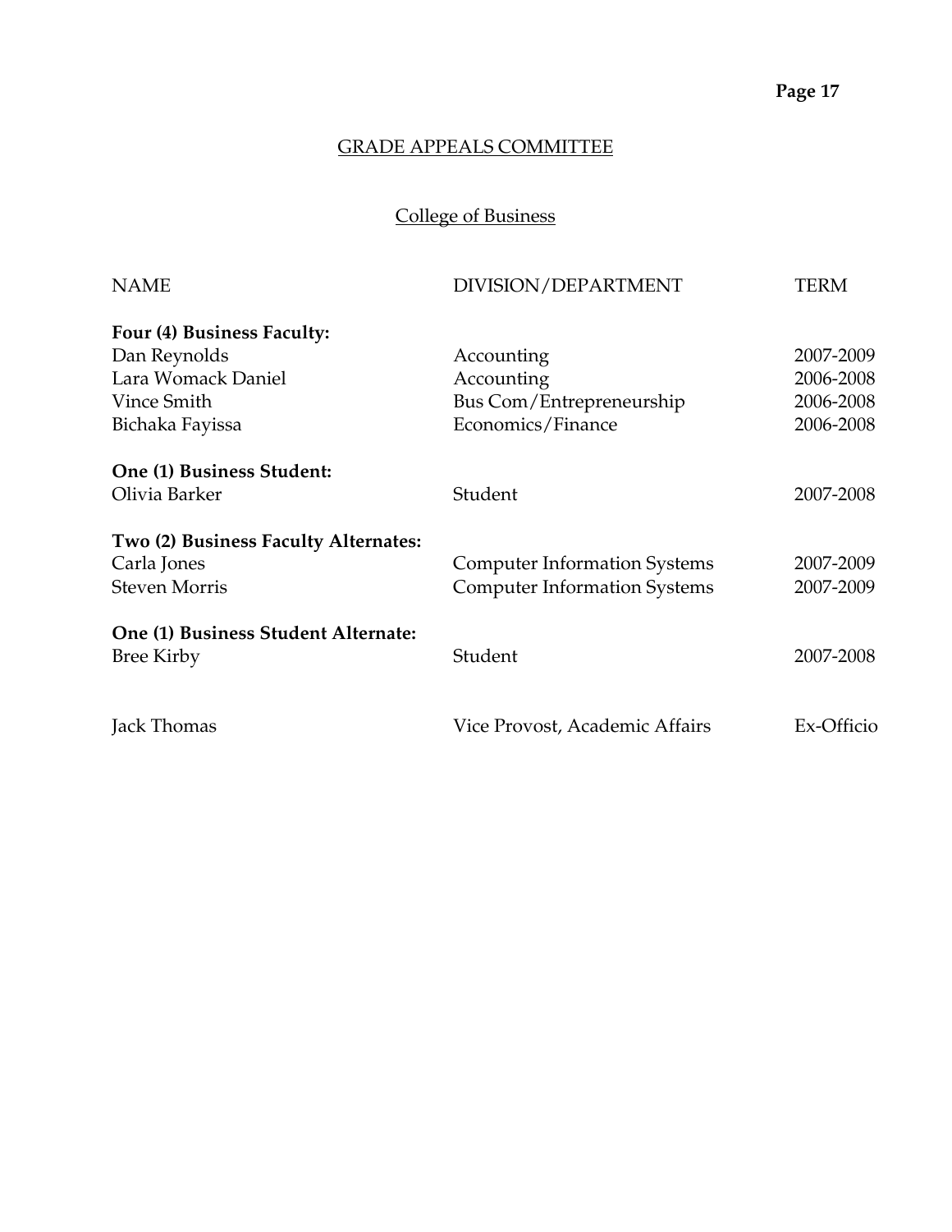## GRADE APPEALS COMMITTEE

### College of Business

| NAME | DIVISION/DEPARTMENT | TERM |
|---|---|---|
| **Four (4) Business Faculty:** | | |
| Dan Reynolds | Accounting | 2007-2009 |
| Lara Womack Daniel | Accounting | 2006-2008 |
| Vince Smith | Bus Com/Entrepreneurship | 2006-2008 |
| Bichaka Fayissa | Economics/Finance | 2006-2008 |
| **One (1) Business Student:** | | |
| Olivia Barker | Student | 2007-2008 |
| **Two (2) Business Faculty Alternates:** | | |
| Carla Jones | Computer Information Systems | 2007-2009 |
| Steven Morris | Computer Information Systems | 2007-2009 |
| **One (1) Business Student Alternate:** | | |
| Bree Kirby | Student | 2007-2008 |
| Jack Thomas | Vice Provost, Academic Affairs | Ex-Officio |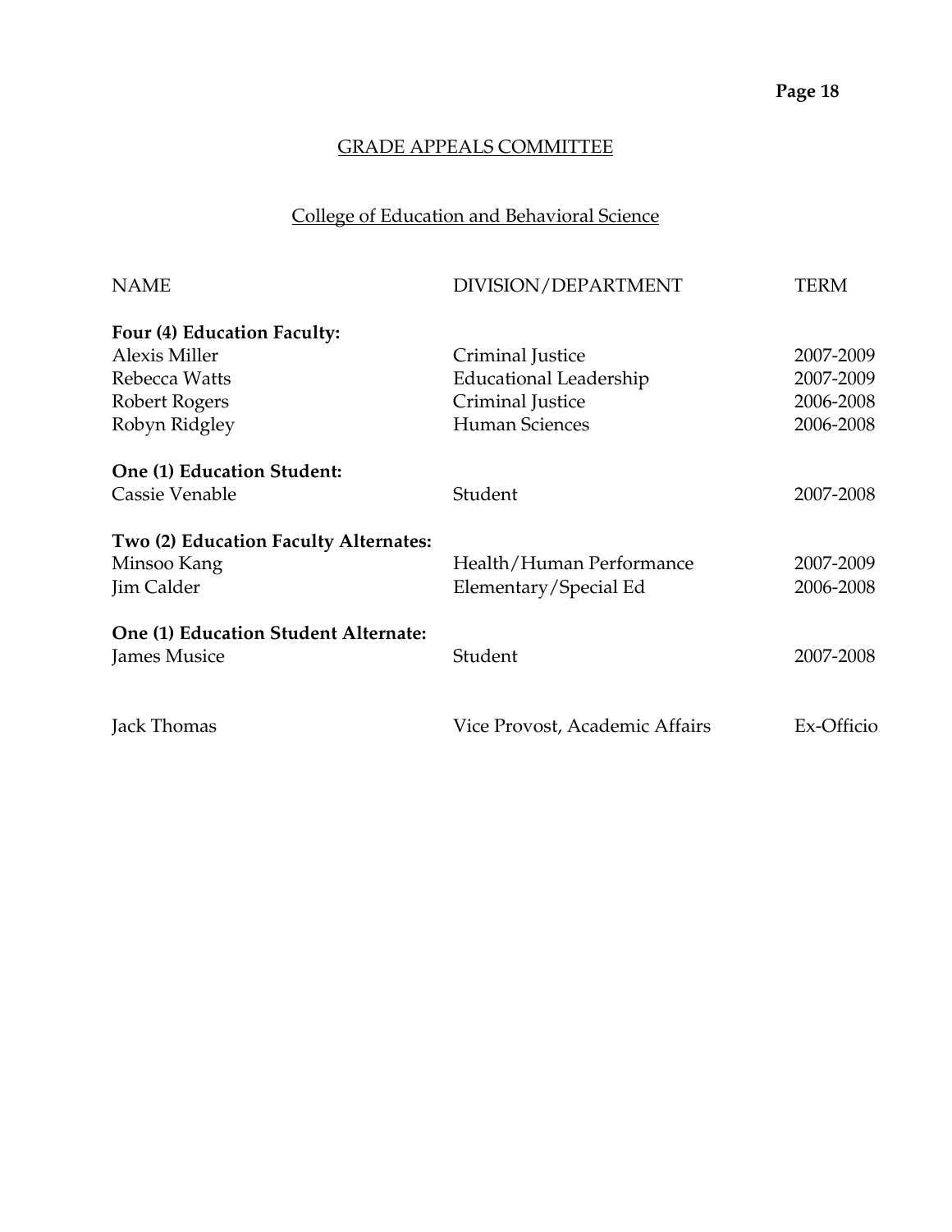## GRADE APPEALS COMMITTEE

### College of Education and Behavioral Science

| NAME | DIVISION/DEPARTMENT | TERM |
| --- | --- | --- |
| **Four (4) Education Faculty:** | | |
| Alexis Miller | Criminal Justice | 2007-2009 |
| Rebecca Watts | Educational Leadership | 2007-2009 |
| Robert Rogers | Criminal Justice | 2006-2008 |
| Robyn Ridgley | Human Sciences | 2006-2008 |
| **One (1) Education Student:** | | |
| Cassie Venable | Student | 2007-2008 |
| **Two (2) Education Faculty Alternates:** | | |
| Minsoo Kang | Health/Human Performance | 2007-2009 |
| Jim Calder | Elementary/Special Ed | 2006-2008 |
| **One (1) Education Student Alternate:** | | |
| James Musice | Student | 2007-2008 |
| Jack Thomas | Vice Provost, Academic Affairs | Ex-Officio |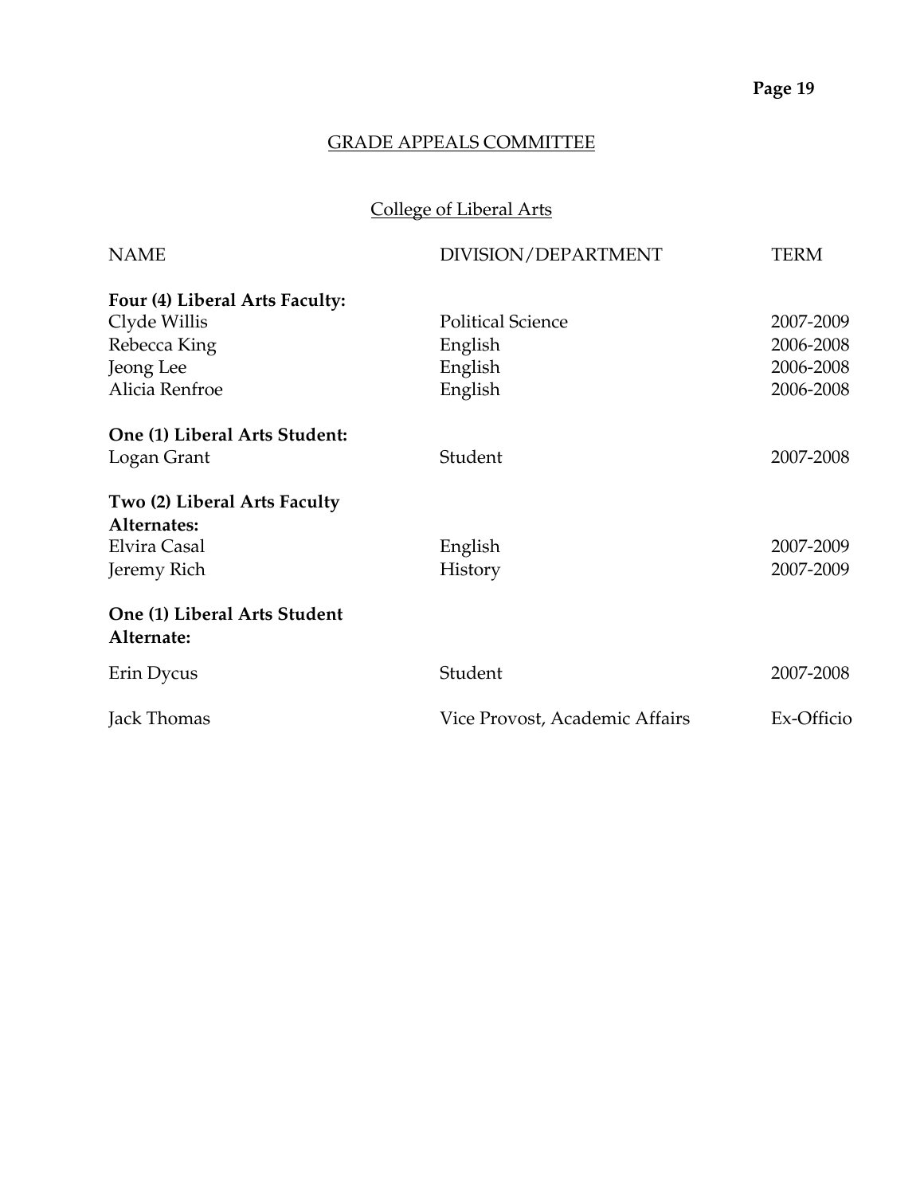## GRADE APPEALS COMMITTEE

### College of Liberal Arts

| NAME | DIVISION/DEPARTMENT | TERM |
|---|---|---|
| **Four (4) Liberal Arts Faculty:** | | |
| Clyde Willis | Political Science | 2007-2009 |
| Rebecca King | English | 2006-2008 |
| Jeong Lee | English | 2006-2008 |
| Alicia Renfroe | English | 2006-2008 |
| **One (1) Liberal Arts Student:** | | |
| Logan Grant | Student | 2007-2008 |
| **Two (2) Liberal Arts Faculty Alternates:** | | |
| Elvira Casal | English | 2007-2009 |
| Jeremy Rich | History | 2007-2009 |
| **One (1) Liberal Arts Student Alternate:** | | |
| Erin Dycus | Student | 2007-2008 |
| Jack Thomas | Vice Provost, Academic Affairs | Ex-Officio |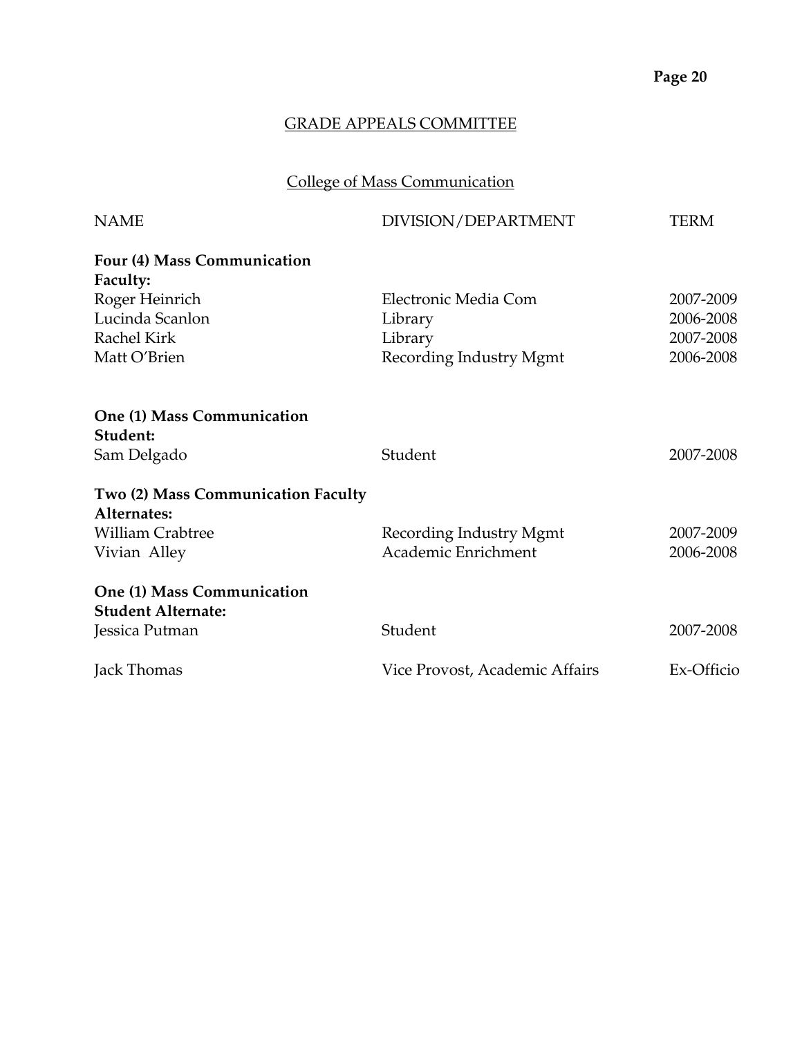## GRADE APPEALS COMMITTEE

### College of Mass Communication

| NAME | DIVISION/DEPARTMENT | TERM |
|---|---|---|
| **Four (4) Mass Communication Faculty:** | | |
| Roger Heinrich | Electronic Media Com | 2007-2009 |
| Lucinda Scanlon | Library | 2006-2008 |
| Rachel Kirk | Library | 2007-2008 |
| Matt O'Brien | Recording Industry Mgmt | 2006-2008 |
| **One (1) Mass Communication Student:** | | |
| Sam Delgado | Student | 2007-2008 |
| **Two (2) Mass Communication Faculty Alternates:** | | |
| William Crabtree | Recording Industry Mgmt | 2007-2009 |
| Vivian Alley | Academic Enrichment | 2006-2008 |
| **One (1) Mass Communication Student Alternate:** | | |
| Jessica Putman | Student | 2007-2008 |
| Jack Thomas | Vice Provost, Academic Affairs | Ex-Officio |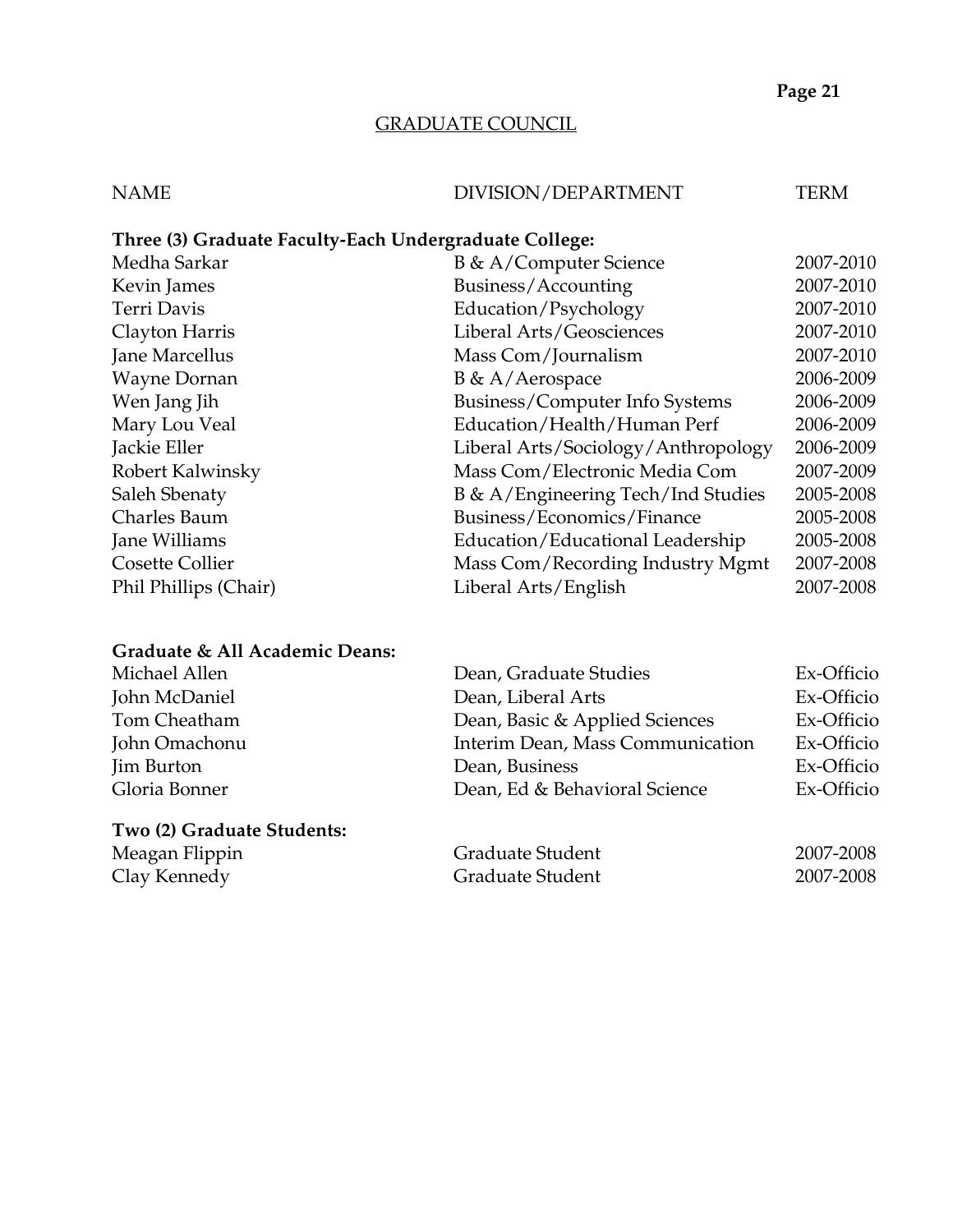## GRADUATE COUNCIL

| NAME | DIVISION/DEPARTMENT | TERM |
|---|---|---|
| **Three (3) Graduate Faculty-Each Undergraduate College:** | | |
| Medha Sarkar | B & A/Computer Science | 2007-2010 |
| Kevin James | Business/Accounting | 2007-2010 |
| Terri Davis | Education/Psychology | 2007-2010 |
| Clayton Harris | Liberal Arts/Geosciences | 2007-2010 |
| Jane Marcellus | Mass Com/Journalism | 2007-2010 |
| Wayne Dornan | B & A/Aerospace | 2006-2009 |
| Wen Jang Jih | Business/Computer Info Systems | 2006-2009 |
| Mary Lou Veal | Education/Health/Human Perf | 2006-2009 |
| Jackie Eller | Liberal Arts/Sociology/Anthropology | 2006-2009 |
| Robert Kalwinsky | Mass Com/Electronic Media Com | 2007-2009 |
| Saleh Sbenaty | B & A/Engineering Tech/Ind Studies | 2005-2008 |
| Charles Baum | Business/Economics/Finance | 2005-2008 |
| Jane Williams | Education/Educational Leadership | 2005-2008 |
| Cosette Collier | Mass Com/Recording Industry Mgmt | 2007-2008 |
| Phil Phillips (Chair) | Liberal Arts/English | 2007-2008 |
| **Graduate & All Academic Deans:** | | |
| Michael Allen | Dean, Graduate Studies | Ex-Officio |
| John McDaniel | Dean, Liberal Arts | Ex-Officio |
| Tom Cheatham | Dean, Basic & Applied Sciences | Ex-Officio |
| John Omachonu | Interim Dean, Mass Communication | Ex-Officio |
| Jim Burton | Dean, Business | Ex-Officio |
| Gloria Bonner | Dean, Ed & Behavioral Science | Ex-Officio |
| **Two (2) Graduate Students:** | | |
| Meagan Flippin | Graduate Student | 2007-2008 |
| Clay Kennedy | Graduate Student | 2007-2008 |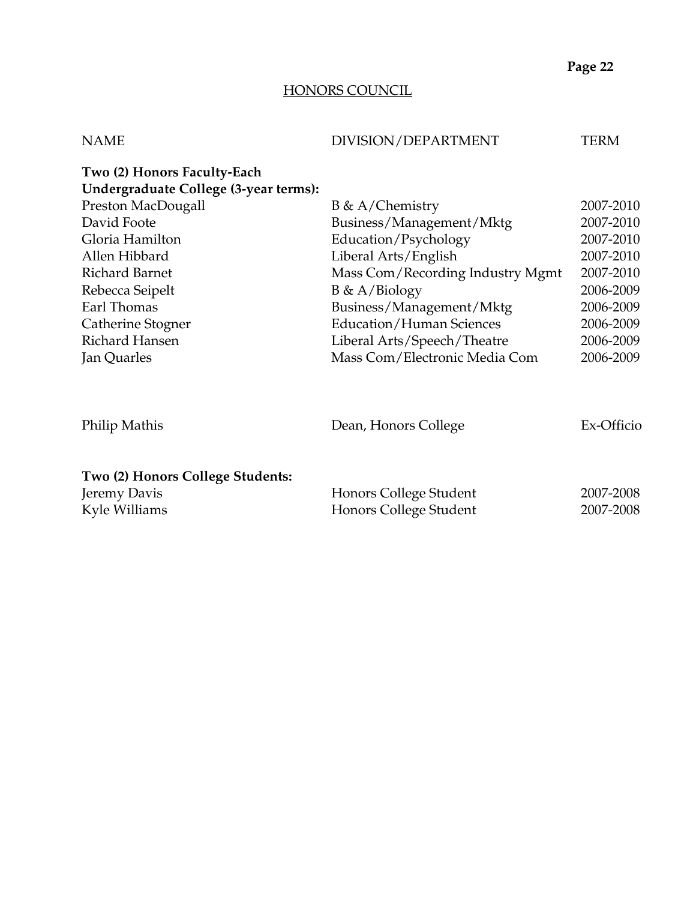## HONORS COUNCIL

| NAME | DIVISION/DEPARTMENT | TERM |
|---|---|---|
| **Two (2) Honors Faculty-Each Undergraduate College (3-year terms):** | | |
| Preston MacDougall | B & A/Chemistry | 2007-2010 |
| David Foote | Business/Management/Mktg | 2007-2010 |
| Gloria Hamilton | Education/Psychology | 2007-2010 |
| Allen Hibbard | Liberal Arts/English | 2007-2010 |
| Richard Barnet | Mass Com/Recording Industry Mgmt | 2007-2010 |
| Rebecca Seipelt | B & A/Biology | 2006-2009 |
| Earl Thomas | Business/Management/Mktg | 2006-2009 |
| Catherine Stogner | Education/Human Sciences | 2006-2009 |
| Richard Hansen | Liberal Arts/Speech/Theatre | 2006-2009 |
| Jan Quarles | Mass Com/Electronic Media Com | 2006-2009 |
| Philip Mathis | Dean, Honors College | Ex-Officio |
| **Two (2) Honors College Students:** | | |
| Jeremy Davis | Honors College Student | 2007-2008 |
| Kyle Williams | Honors College Student | 2007-2008 |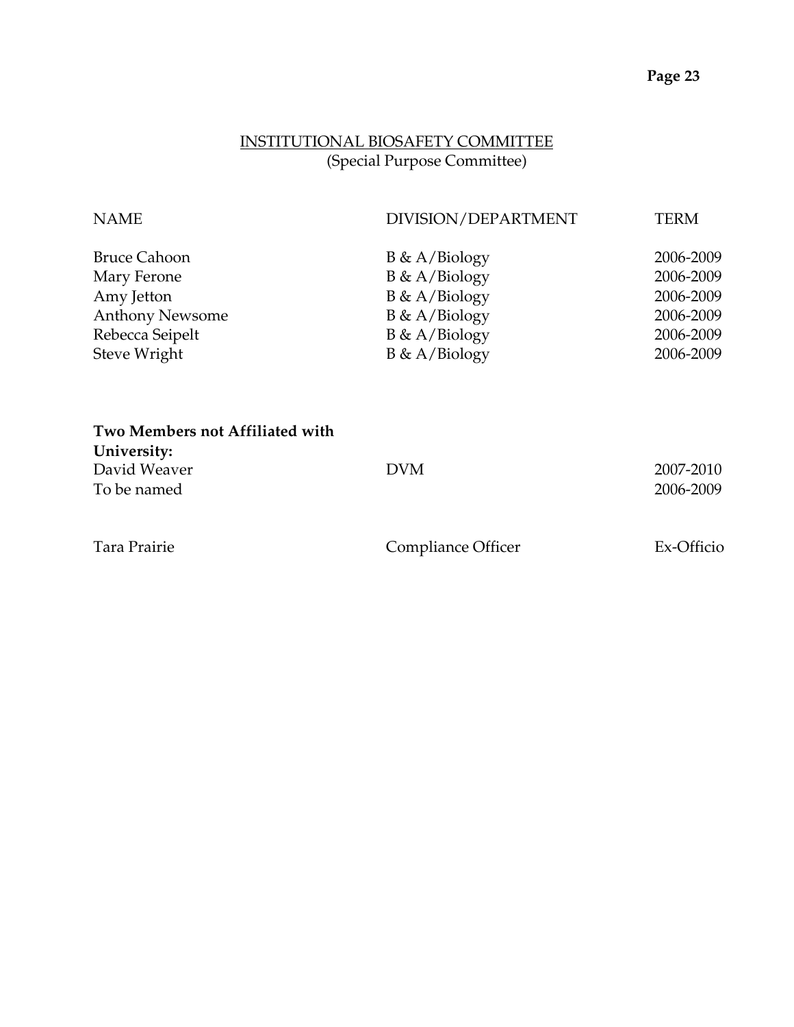## INSTITUTIONAL BIOSAFETY COMMITTEE
(Special Purpose Committee)

| NAME | DIVISION/DEPARTMENT | TERM |
|---|---|---|
| Bruce Cahoon | B & A/Biology | 2006-2009 |
| Mary Ferone | B & A/Biology | 2006-2009 |
| Amy Jetton | B & A/Biology | 2006-2009 |
| Anthony Newsome | B & A/Biology | 2006-2009 |
| Rebecca Seipelt | B & A/Biology | 2006-2009 |
| Steve Wright | B & A/Biology | 2006-2009 |
| **Two Members not Affiliated with University:** | | |
| David Weaver | DVM | 2007-2010 |
| To be named | | 2006-2009 |
| Tara Prairie | Compliance Officer | Ex-Officio |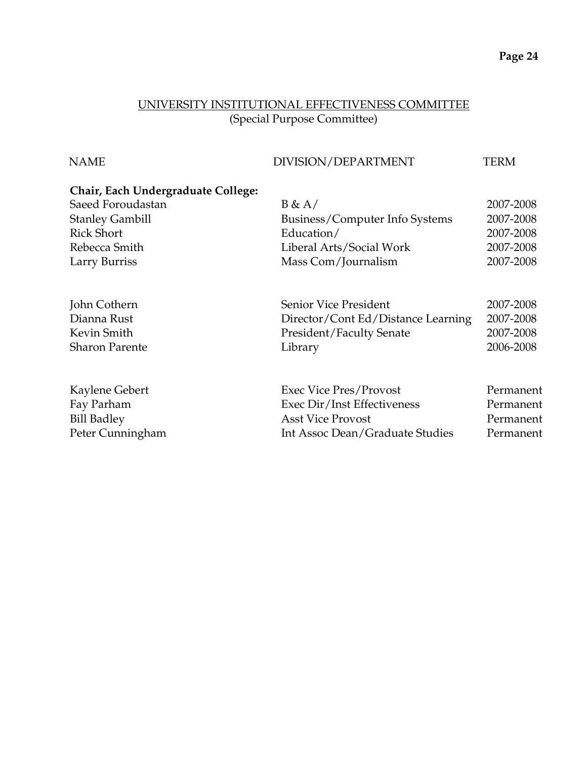## UNIVERSITY INSTITUTIONAL EFFECTIVENESS COMMITTEE
(Special Purpose Committee)

| NAME | DIVISION/DEPARTMENT | TERM |
|---|---|---|
| **Chair, Each Undergraduate College:** | | |
| Saeed Foroudastan | B & A/ | 2007-2008 |
| Stanley Gambill | Business/Computer Info Systems | 2007-2008 |
| Rick Short | Education/ | 2007-2008 |
| Rebecca Smith | Liberal Arts/Social Work | 2007-2008 |
| Larry Burriss | Mass Com/Journalism | 2007-2008 |
| | | |
| John Cothern | Senior Vice President | 2007-2008 |
| Dianna Rust | Director/Cont Ed/Distance Learning | 2007-2008 |
| Kevin Smith | President/Faculty Senate | 2007-2008 |
| Sharon Parente | Library | 2006-2008 |
| | | |
| Kaylene Gebert | Exec Vice Pres/Provost | Permanent |
| Fay Parham | Exec Dir/Inst Effectiveness | Permanent |
| Bill Badley | Asst Vice Provost | Permanent |
| Peter Cunningham | Int Assoc Dean/Graduate Studies | Permanent |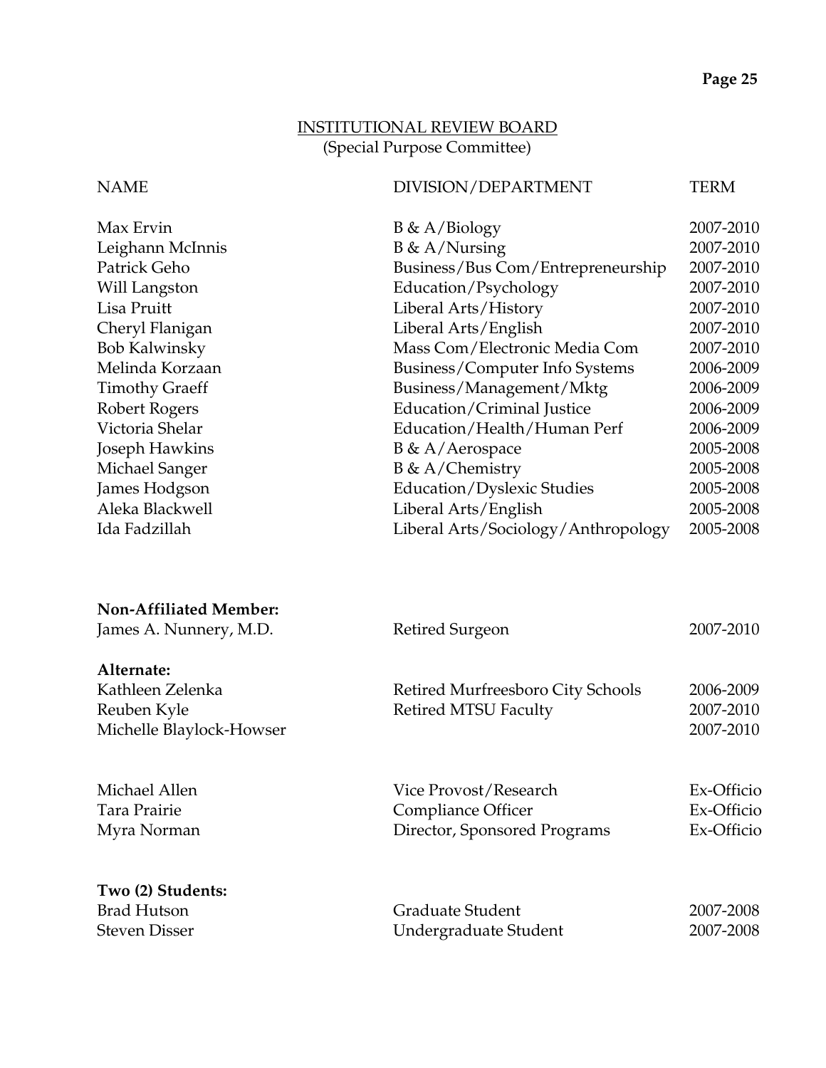## INSTITUTIONAL REVIEW BOARD
(Special Purpose Committee)

| NAME | DIVISION/DEPARTMENT | TERM |
|---|---|---|
| Max Ervin | B & A/Biology | 2007-2010 |
| Leighann McInnis | B & A/Nursing | 2007-2010 |
| Patrick Geho | Business/Bus Com/Entrepreneurship | 2007-2010 |
| Will Langston | Education/Psychology | 2007-2010 |
| Lisa Pruitt | Liberal Arts/History | 2007-2010 |
| Cheryl Flanigan | Liberal Arts/English | 2007-2010 |
| Bob Kalwinsky | Mass Com/Electronic Media Com | 2007-2010 |
| Melinda Korzaan | Business/Computer Info Systems | 2006-2009 |
| Timothy Graeff | Business/Management/Mktg | 2006-2009 |
| Robert Rogers | Education/Criminal Justice | 2006-2009 |
| Victoria Shelar | Education/Health/Human Perf | 2006-2009 |
| Joseph Hawkins | B & A/Aerospace | 2005-2008 |
| Michael Sanger | B & A/Chemistry | 2005-2008 |
| James Hodgson | Education/Dyslexic Studies | 2005-2008 |
| Aleka Blackwell | Liberal Arts/English | 2005-2008 |
| Ida Fadzillah | Liberal Arts/Sociology/Anthropology | 2005-2008 |

**Non-Affiliated Member:**

| | | |
|---|---|---|
| James A. Nunnery, M.D. | Retired Surgeon | 2007-2010 |

**Alternate:**

| | | |
|---|---|---|
| Kathleen Zelenka | Retired Murfreesboro City Schools | 2006-2009 |
| Reuben Kyle | Retired MTSU Faculty | 2007-2010 |
| Michelle Blaylock-Howser | | 2007-2010 |

| | | |
|---|---|---|
| Michael Allen | Vice Provost/Research | Ex-Officio |
| Tara Prairie | Compliance Officer | Ex-Officio |
| Myra Norman | Director, Sponsored Programs | Ex-Officio |

**Two (2) Students:**

| | | |
|---|---|---|
| Brad Hutson | Graduate Student | 2007-2008 |
| Steven Disser | Undergraduate Student | 2007-2008 |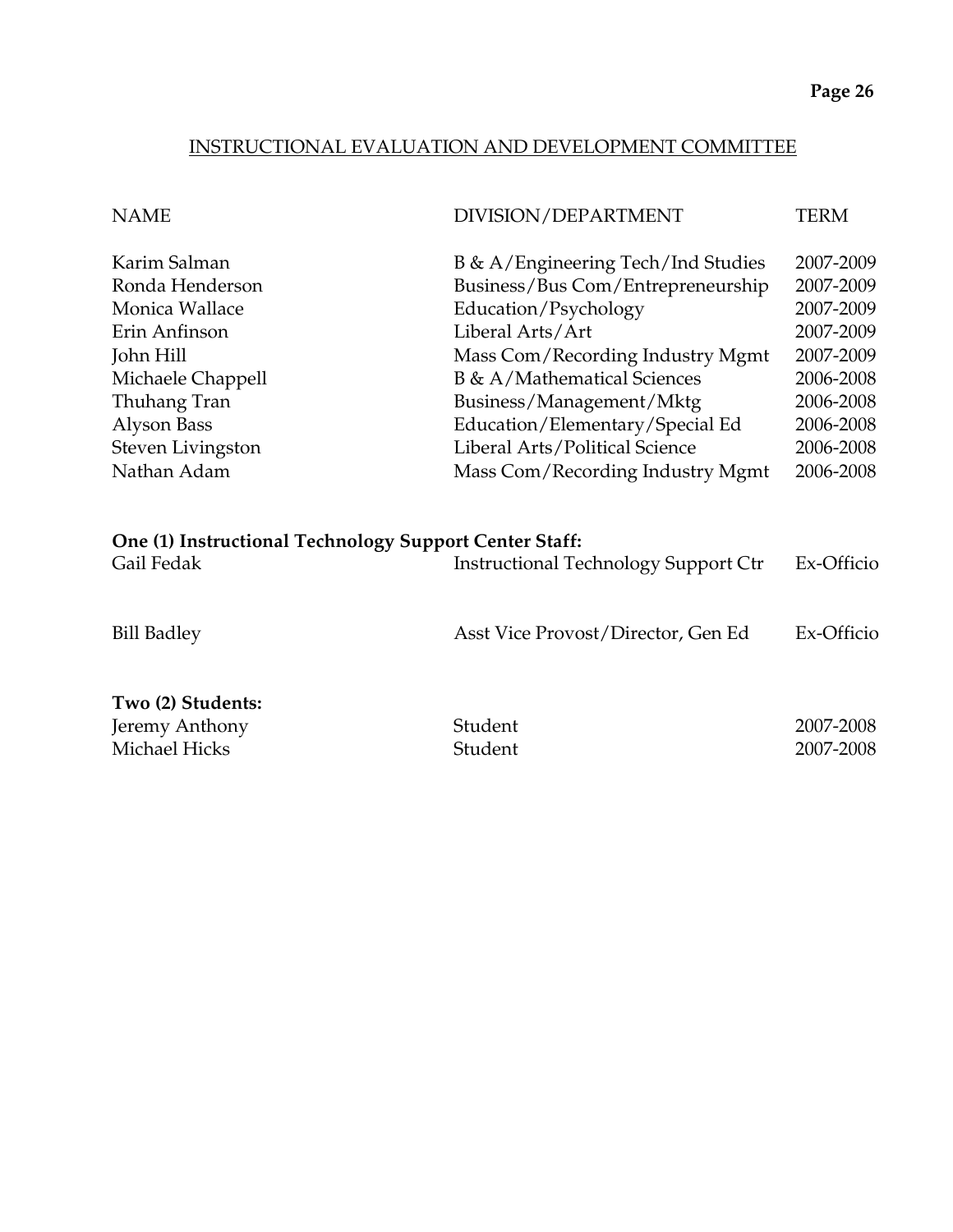## INSTRUCTIONAL EVALUATION AND DEVELOPMENT COMMITTEE

| NAME | DIVISION/DEPARTMENT | TERM |
|---|---|---|
| Karim Salman | B & A/Engineering Tech/Ind Studies | 2007-2009 |
| Ronda Henderson | Business/Bus Com/Entrepreneurship | 2007-2009 |
| Monica Wallace | Education/Psychology | 2007-2009 |
| Erin Anfinson | Liberal Arts/Art | 2007-2009 |
| John Hill | Mass Com/Recording Industry Mgmt | 2007-2009 |
| Michaele Chappell | B & A/Mathematical Sciences | 2006-2008 |
| Thuhang Tran | Business/Management/Mktg | 2006-2008 |
| Alyson Bass | Education/Elementary/Special Ed | 2006-2008 |
| Steven Livingston | Liberal Arts/Political Science | 2006-2008 |
| Nathan Adam | Mass Com/Recording Industry Mgmt | 2006-2008 |

**One (1) Instructional Technology Support Center Staff:**

| | | |
|---|---|---|
| Gail Fedak | Instructional Technology Support Ctr | Ex-Officio |
| Bill Badley | Asst Vice Provost/Director, Gen Ed | Ex-Officio |

**Two (2) Students:**

| | | |
|---|---|---|
| Jeremy Anthony | Student | 2007-2008 |
| Michael Hicks | Student | 2007-2008 |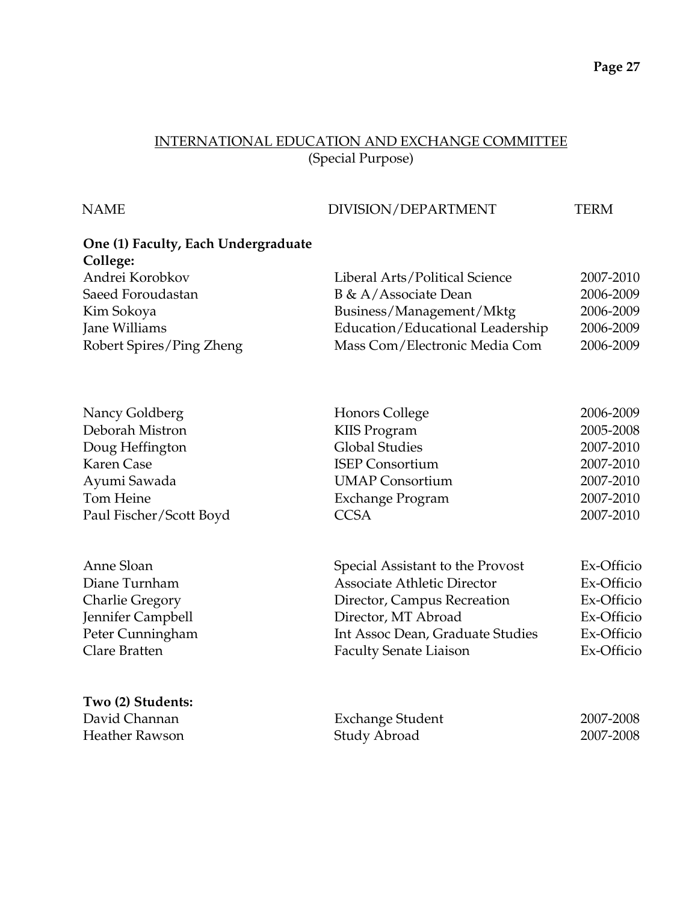## INTERNATIONAL EDUCATION AND EXCHANGE COMMITTEE
(Special Purpose)

| NAME | DIVISION/DEPARTMENT | TERM |
|---|---|---|
| **One (1) Faculty, Each Undergraduate College:** | | |
| Andrei Korobkov | Liberal Arts/Political Science | 2007-2010 |
| Saeed Foroudastan | B & A/Associate Dean | 2006-2009 |
| Kim Sokoya | Business/Management/Mktg | 2006-2009 |
| Jane Williams | Education/Educational Leadership | 2006-2009 |
| Robert Spires/Ping Zheng | Mass Com/Electronic Media Com | 2006-2009 |
| | | |
| Nancy Goldberg | Honors College | 2006-2009 |
| Deborah Mistron | KIIS Program | 2005-2008 |
| Doug Heffington | Global Studies | 2007-2010 |
| Karen Case | ISEP Consortium | 2007-2010 |
| Ayumi Sawada | UMAP Consortium | 2007-2010 |
| Tom Heine | Exchange Program | 2007-2010 |
| Paul Fischer/Scott Boyd | CCSA | 2007-2010 |
| | | |
| Anne Sloan | Special Assistant to the Provost | Ex-Officio |
| Diane Turnham | Associate Athletic Director | Ex-Officio |
| Charlie Gregory | Director, Campus Recreation | Ex-Officio |
| Jennifer Campbell | Director, MT Abroad | Ex-Officio |
| Peter Cunningham | Int Assoc Dean, Graduate Studies | Ex-Officio |
| Clare Bratten | Faculty Senate Liaison | Ex-Officio |
| | | |
| **Two (2) Students:** | | |
| David Channan | Exchange Student | 2007-2008 |
| Heather Rawson | Study Abroad | 2007-2008 |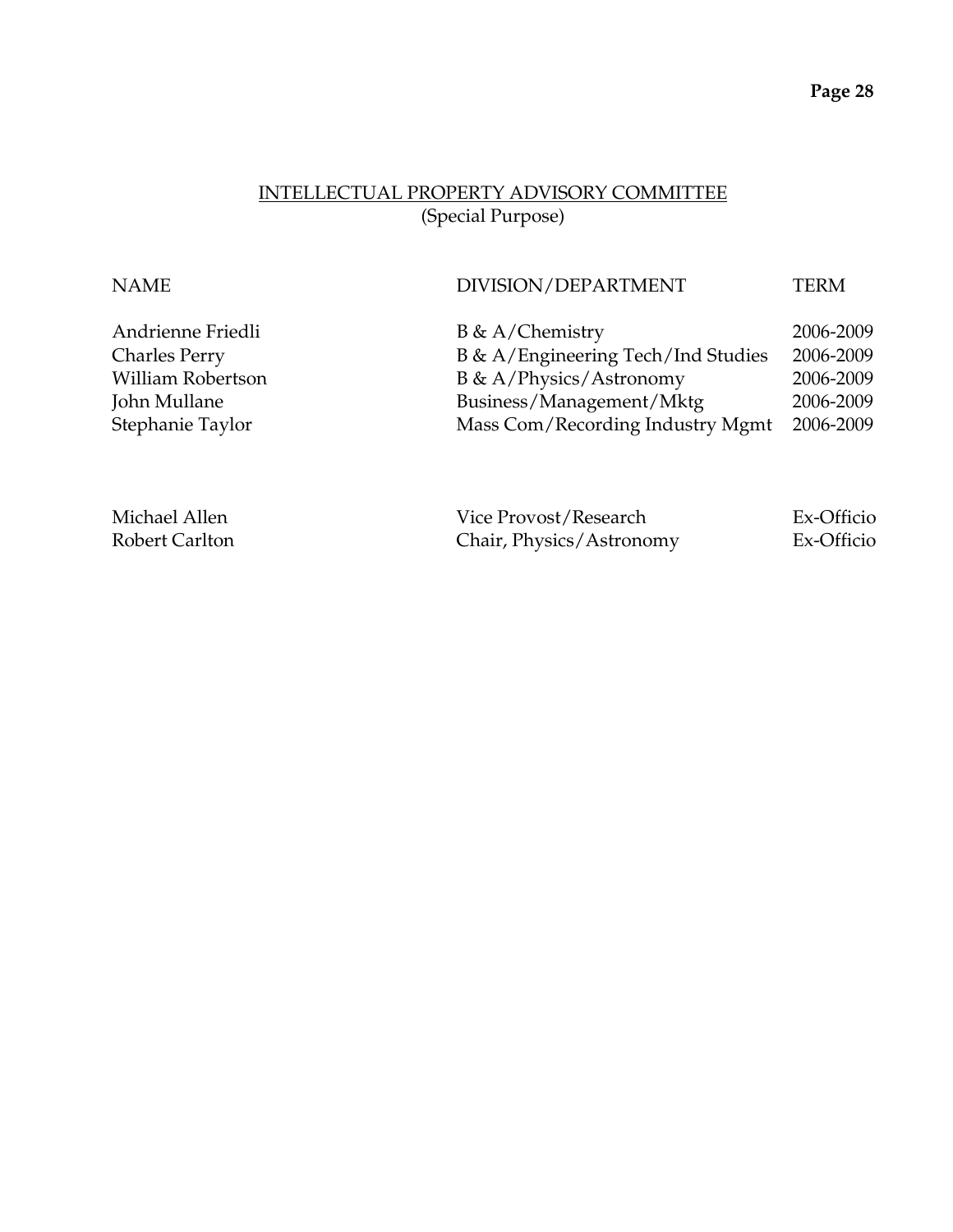## INTELLECTUAL PROPERTY ADVISORY COMMITTEE
(Special Purpose)

| NAME | DIVISION/DEPARTMENT | TERM |
|---|---|---|
| Andrienne Friedli | B & A/Chemistry | 2006-2009 |
| Charles Perry | B & A/Engineering Tech/Ind Studies | 2006-2009 |
| William Robertson | B & A/Physics/Astronomy | 2006-2009 |
| John Mullane | Business/Management/Mktg | 2006-2009 |
| Stephanie Taylor | Mass Com/Recording Industry Mgmt | 2006-2009 |
| | | |
| Michael Allen | Vice Provost/Research | Ex-Officio |
| Robert Carlton | Chair, Physics/Astronomy | Ex-Officio |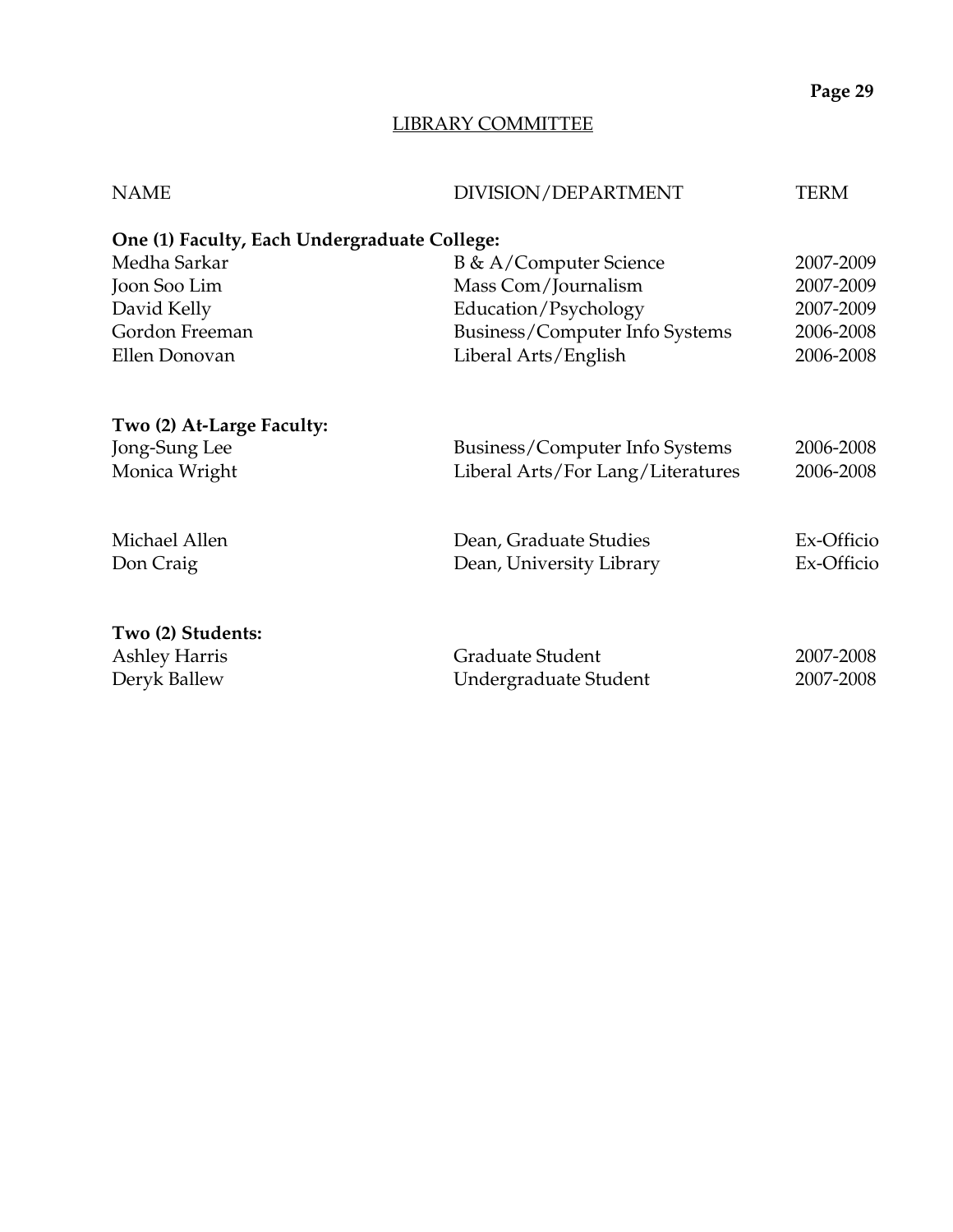## LIBRARY COMMITTEE

| NAME | DIVISION/DEPARTMENT | TERM |
|---|---|---|
| **One (1) Faculty, Each Undergraduate College:** | | |
| Medha Sarkar | B & A/Computer Science | 2007-2009 |
| Joon Soo Lim | Mass Com/Journalism | 2007-2009 |
| David Kelly | Education/Psychology | 2007-2009 |
| Gordon Freeman | Business/Computer Info Systems | 2006-2008 |
| Ellen Donovan | Liberal Arts/English | 2006-2008 |
| **Two (2) At-Large Faculty:** | | |
| Jong-Sung Lee | Business/Computer Info Systems | 2006-2008 |
| Monica Wright | Liberal Arts/For Lang/Literatures | 2006-2008 |
| Michael Allen | Dean, Graduate Studies | Ex-Officio |
| Don Craig | Dean, University Library | Ex-Officio |
| **Two (2) Students:** | | |
| Ashley Harris | Graduate Student | 2007-2008 |
| Deryk Ballew | Undergraduate Student | 2007-2008 |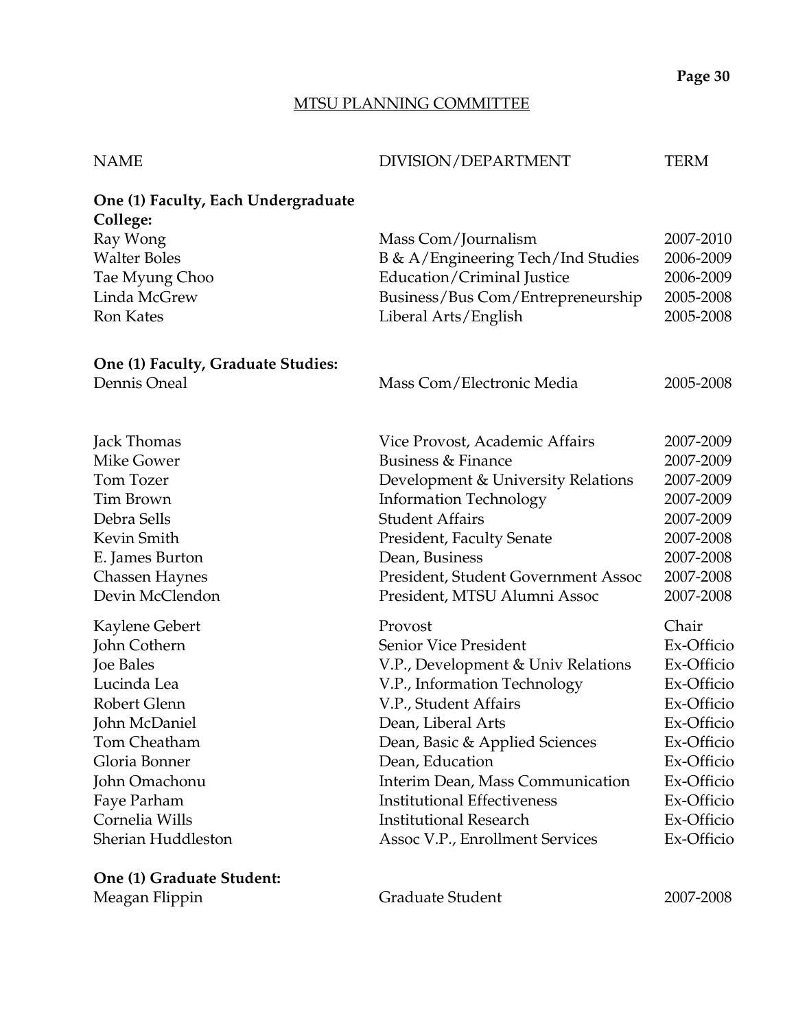## MTSU PLANNING COMMITTEE

| NAME | DIVISION/DEPARTMENT | TERM |
|---|---|---|
| **One (1) Faculty, Each Undergraduate College:** | | |
| Ray Wong | Mass Com/Journalism | 2007-2010 |
| Walter Boles | B & A/Engineering Tech/Ind Studies | 2006-2009 |
| Tae Myung Choo | Education/Criminal Justice | 2006-2009 |
| Linda McGrew | Business/Bus Com/Entrepreneurship | 2005-2008 |
| Ron Kates | Liberal Arts/English | 2005-2008 |
| **One (1) Faculty, Graduate Studies:** | | |
| Dennis Oneal | Mass Com/Electronic Media | 2005-2008 |
| Jack Thomas | Vice Provost, Academic Affairs | 2007-2009 |
| Mike Gower | Business & Finance | 2007-2009 |
| Tom Tozer | Development & University Relations | 2007-2009 |
| Tim Brown | Information Technology | 2007-2009 |
| Debra Sells | Student Affairs | 2007-2009 |
| Kevin Smith | President, Faculty Senate | 2007-2008 |
| E. James Burton | Dean, Business | 2007-2008 |
| Chassen Haynes | President, Student Government Assoc | 2007-2008 |
| Devin McClendon | President, MTSU Alumni Assoc | 2007-2008 |
| Kaylene Gebert | Provost | Chair |
| John Cothern | Senior Vice President | Ex-Officio |
| Joe Bales | V.P., Development & Univ Relations | Ex-Officio |
| Lucinda Lea | V.P., Information Technology | Ex-Officio |
| Robert Glenn | V.P., Student Affairs | Ex-Officio |
| John McDaniel | Dean, Liberal Arts | Ex-Officio |
| Tom Cheatham | Dean, Basic & Applied Sciences | Ex-Officio |
| Gloria Bonner | Dean, Education | Ex-Officio |
| John Omachonu | Interim Dean, Mass Communication | Ex-Officio |
| Faye Parham | Institutional Effectiveness | Ex-Officio |
| Cornelia Wills | Institutional Research | Ex-Officio |
| Sherian Huddleston | Assoc V.P., Enrollment Services | Ex-Officio |
| **One (1) Graduate Student:** | | |
| Meagan Flippin | Graduate Student | 2007-2008 |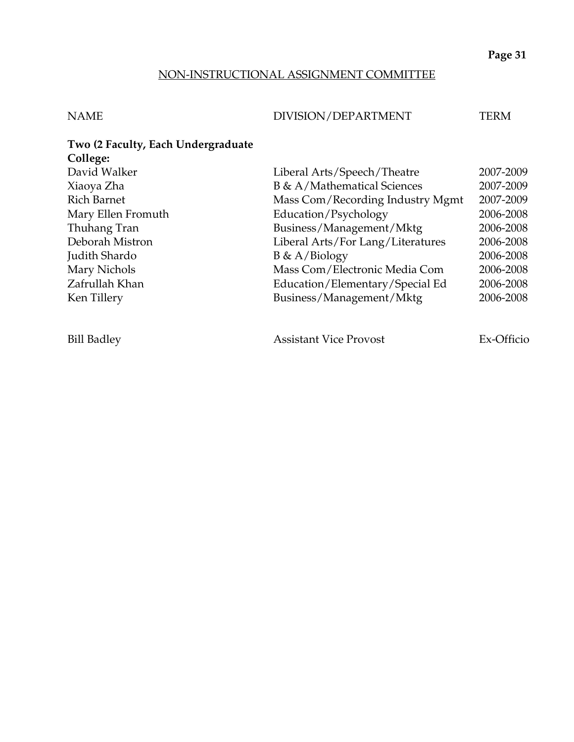## NON-INSTRUCTIONAL ASSIGNMENT COMMITTEE

| NAME | DIVISION/DEPARTMENT | TERM |
|---|---|---|
| **Two (2 Faculty, Each Undergraduate College:** | | |
| David Walker | Liberal Arts/Speech/Theatre | 2007-2009 |
| Xiaoya Zha | B & A/Mathematical Sciences | 2007-2009 |
| Rich Barnet | Mass Com/Recording Industry Mgmt | 2007-2009 |
| Mary Ellen Fromuth | Education/Psychology | 2006-2008 |
| Thuhang Tran | Business/Management/Mktg | 2006-2008 |
| Deborah Mistron | Liberal Arts/For Lang/Literatures | 2006-2008 |
| Judith Shardo | B & A/Biology | 2006-2008 |
| Mary Nichols | Mass Com/Electronic Media Com | 2006-2008 |
| Zafrullah Khan | Education/Elementary/Special Ed | 2006-2008 |
| Ken Tillery | Business/Management/Mktg | 2006-2008 |
| | | |
| Bill Badley | Assistant Vice Provost | Ex-Officio |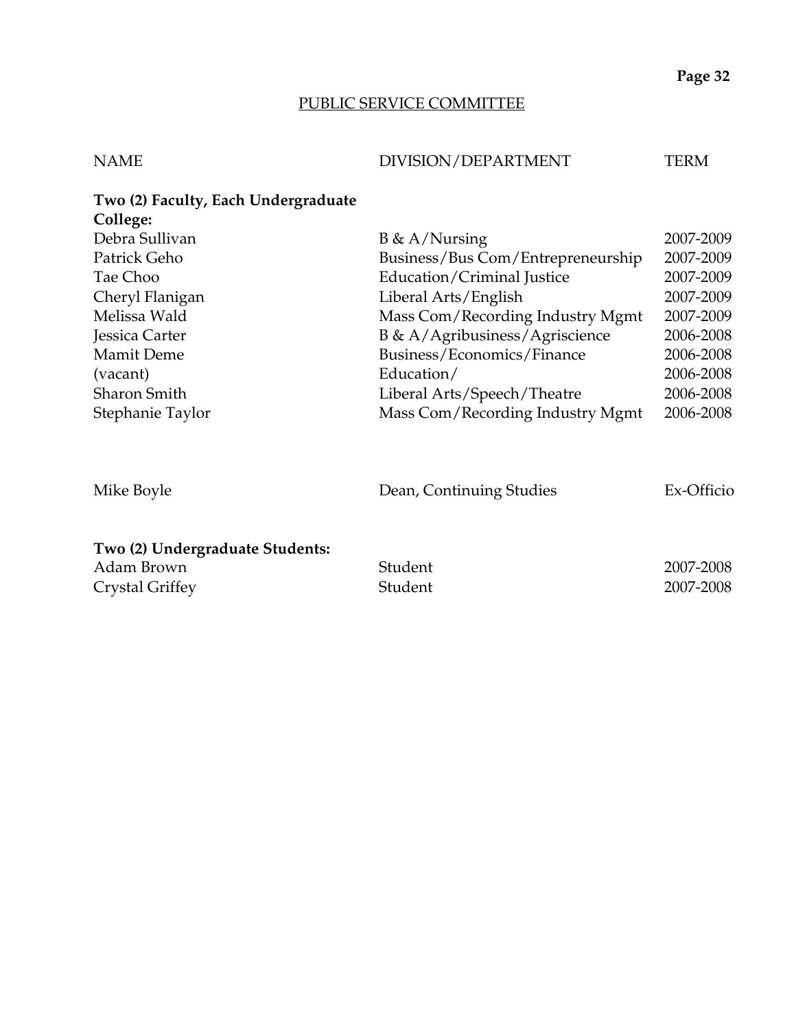## PUBLIC SERVICE COMMITTEE

| NAME | DIVISION/DEPARTMENT | TERM |
|---|---|---|
| **Two (2) Faculty, Each Undergraduate College:** | | |
| Debra Sullivan | B & A/Nursing | 2007-2009 |
| Patrick Geho | Business/Bus Com/Entrepreneurship | 2007-2009 |
| Tae Choo | Education/Criminal Justice | 2007-2009 |
| Cheryl Flanigan | Liberal Arts/English | 2007-2009 |
| Melissa Wald | Mass Com/Recording Industry Mgmt | 2007-2009 |
| Jessica Carter | B & A/Agribusiness/Agriscience | 2006-2008 |
| Mamit Deme | Business/Economics/Finance | 2006-2008 |
| (vacant) | Education/ | 2006-2008 |
| Sharon Smith | Liberal Arts/Speech/Theatre | 2006-2008 |
| Stephanie Taylor | Mass Com/Recording Industry Mgmt | 2006-2008 |
| | | |
| Mike Boyle | Dean, Continuing Studies | Ex-Officio |
| | | |
| **Two (2) Undergraduate Students:** | | |
| Adam Brown | Student | 2007-2008 |
| Crystal Griffey | Student | 2007-2008 |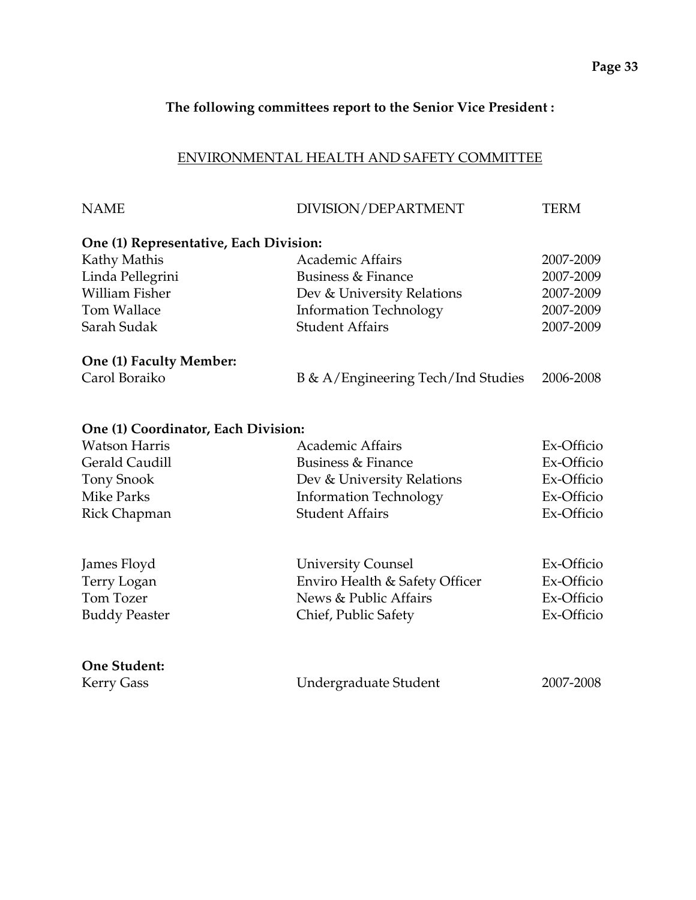**The following committees report to the Senior Vice President :**

## ENVIRONMENTAL HEALTH AND SAFETY COMMITTEE

| NAME | DIVISION/DEPARTMENT | TERM |
|---|---|---|
| **One (1) Representative, Each Division:** | | |
| Kathy Mathis | Academic Affairs | 2007-2009 |
| Linda Pellegrini | Business & Finance | 2007-2009 |
| William Fisher | Dev & University Relations | 2007-2009 |
| Tom Wallace | Information Technology | 2007-2009 |
| Sarah Sudak | Student Affairs | 2007-2009 |
| **One (1) Faculty Member:** | | |
| Carol Boraiko | B & A/Engineering Tech/Ind Studies | 2006-2008 |
| **One (1) Coordinator, Each Division:** | | |
| Watson Harris | Academic Affairs | Ex-Officio |
| Gerald Caudill | Business & Finance | Ex-Officio |
| Tony Snook | Dev & University Relations | Ex-Officio |
| Mike Parks | Information Technology | Ex-Officio |
| Rick Chapman | Student Affairs | Ex-Officio |
| James Floyd | University Counsel | Ex-Officio |
| Terry Logan | Enviro Health & Safety Officer | Ex-Officio |
| Tom Tozer | News & Public Affairs | Ex-Officio |
| Buddy Peaster | Chief, Public Safety | Ex-Officio |
| **One Student:** | | |
| Kerry Gass | Undergraduate Student | 2007-2008 |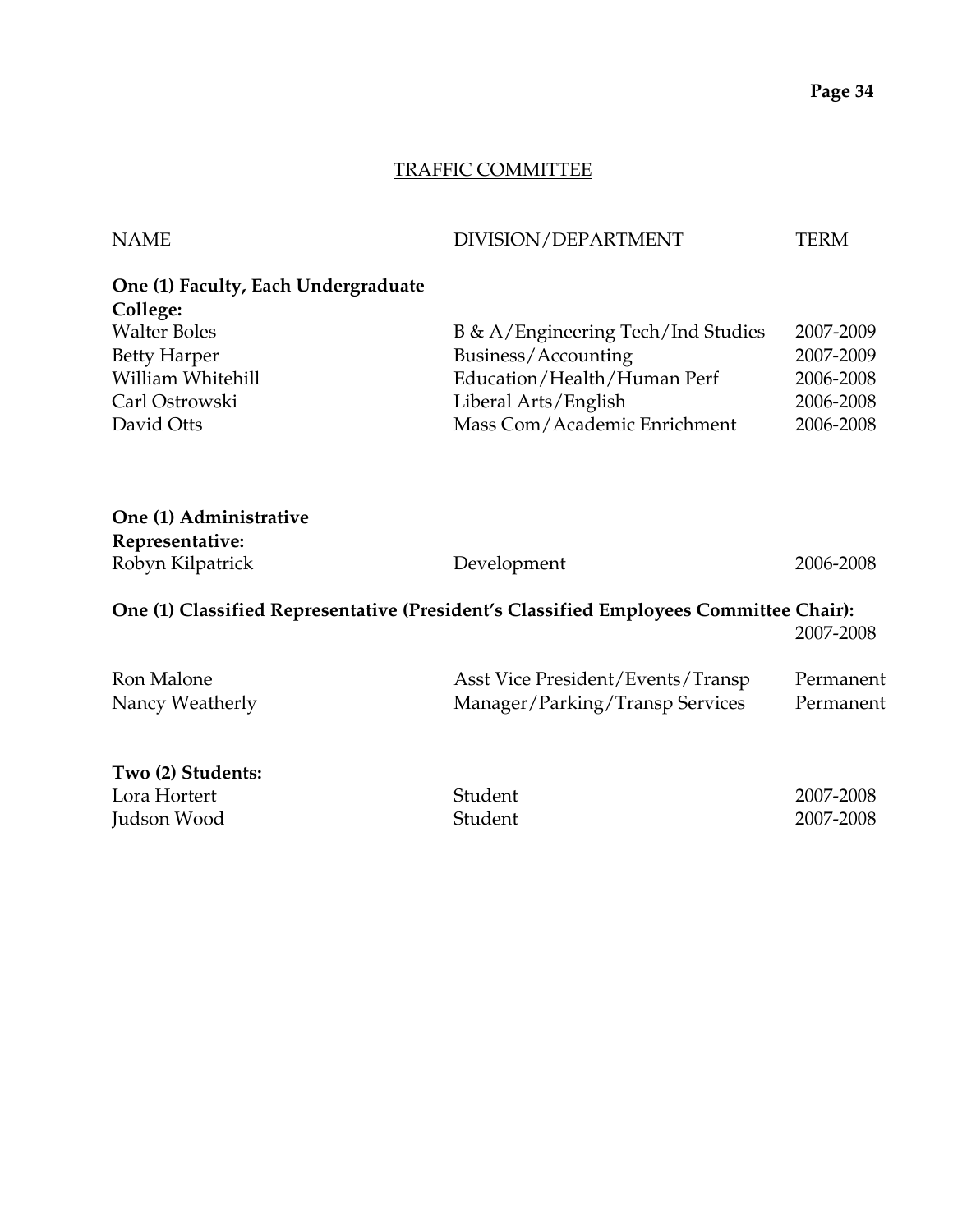## TRAFFIC COMMITTEE

| NAME | DIVISION/DEPARTMENT | TERM |
|---|---|---|
| **One (1) Faculty, Each Undergraduate College:** | | |
| Walter Boles | B & A/Engineering Tech/Ind Studies | 2007-2009 |
| Betty Harper | Business/Accounting | 2007-2009 |
| William Whitehill | Education/Health/Human Perf | 2006-2008 |
| Carl Ostrowski | Liberal Arts/English | 2006-2008 |
| David Otts | Mass Com/Academic Enrichment | 2006-2008 |
| **One (1) Administrative Representative:** | | |
| Robyn Kilpatrick | Development | 2006-2008 |
| **One (1) Classified Representative (President's Classified Employees Committee Chair):** | | 2007-2008 |
| Ron Malone | Asst Vice President/Events/Transp | Permanent |
| Nancy Weatherly | Manager/Parking/Transp Services | Permanent |
| **Two (2) Students:** | | |
| Lora Hortert | Student | 2007-2008 |
| Judson Wood | Student | 2007-2008 |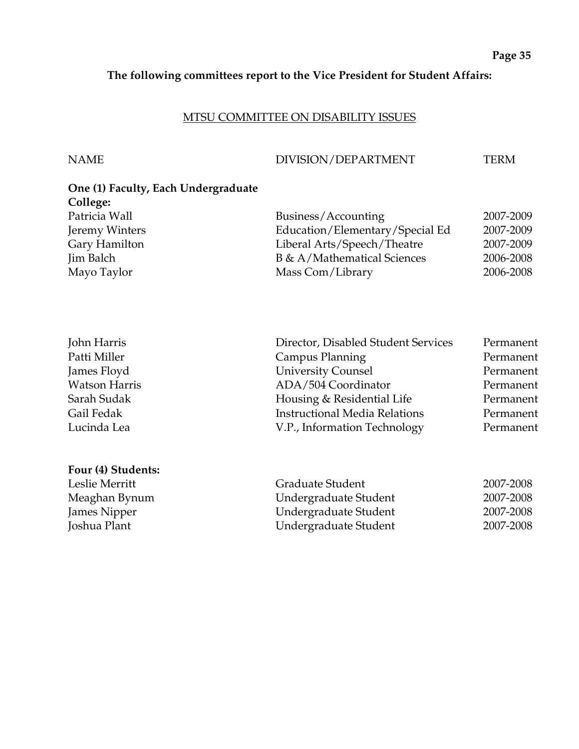**The following committees report to the Vice President for Student Affairs:**

## MTSU COMMITTEE ON DISABILITY ISSUES

| NAME | DIVISION/DEPARTMENT | TERM |
|---|---|---|
| **One (1) Faculty, Each Undergraduate College:** | | |
| Patricia Wall | Business/Accounting | 2007-2009 |
| Jeremy Winters | Education/Elementary/Special Ed | 2007-2009 |
| Gary Hamilton | Liberal Arts/Speech/Theatre | 2007-2009 |
| Jim Balch | B & A/Mathematical Sciences | 2006-2008 |
| Mayo Taylor | Mass Com/Library | 2006-2008 |
| | | |
| John Harris | Director, Disabled Student Services | Permanent |
| Patti Miller | Campus Planning | Permanent |
| James Floyd | University Counsel | Permanent |
| Watson Harris | ADA/504 Coordinator | Permanent |
| Sarah Sudak | Housing & Residential Life | Permanent |
| Gail Fedak | Instructional Media Relations | Permanent |
| Lucinda Lea | V.P., Information Technology | Permanent |
| | | |
| **Four (4) Students:** | | |
| Leslie Merritt | Graduate Student | 2007-2008 |
| Meaghan Bynum | Undergraduate Student | 2007-2008 |
| James Nipper | Undergraduate Student | 2007-2008 |
| Joshua Plant | Undergraduate Student | 2007-2008 |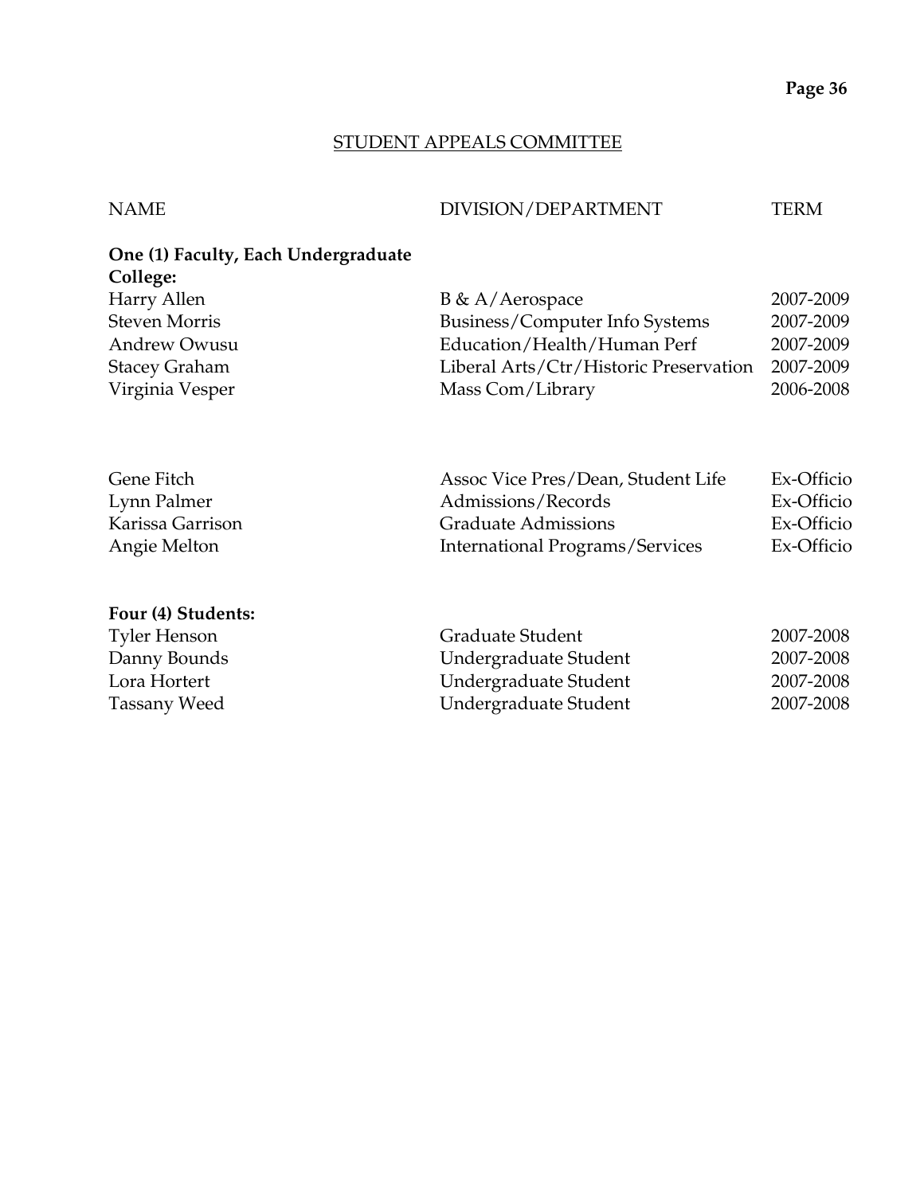## STUDENT APPEALS COMMITTEE

| NAME | DIVISION/DEPARTMENT | TERM |
|---|---|---|
| **One (1) Faculty, Each Undergraduate College:** | | |
| Harry Allen | B & A/Aerospace | 2007-2009 |
| Steven Morris | Business/Computer Info Systems | 2007-2009 |
| Andrew Owusu | Education/Health/Human Perf | 2007-2009 |
| Stacey Graham | Liberal Arts/Ctr/Historic Preservation | 2007-2009 |
| Virginia Vesper | Mass Com/Library | 2006-2008 |
| | | |
| Gene Fitch | Assoc Vice Pres/Dean, Student Life | Ex-Officio |
| Lynn Palmer | Admissions/Records | Ex-Officio |
| Karissa Garrison | Graduate Admissions | Ex-Officio |
| Angie Melton | International Programs/Services | Ex-Officio |
| | | |
| **Four (4) Students:** | | |
| Tyler Henson | Graduate Student | 2007-2008 |
| Danny Bounds | Undergraduate Student | 2007-2008 |
| Lora Hortert | Undergraduate Student | 2007-2008 |
| Tassany Weed | Undergraduate Student | 2007-2008 |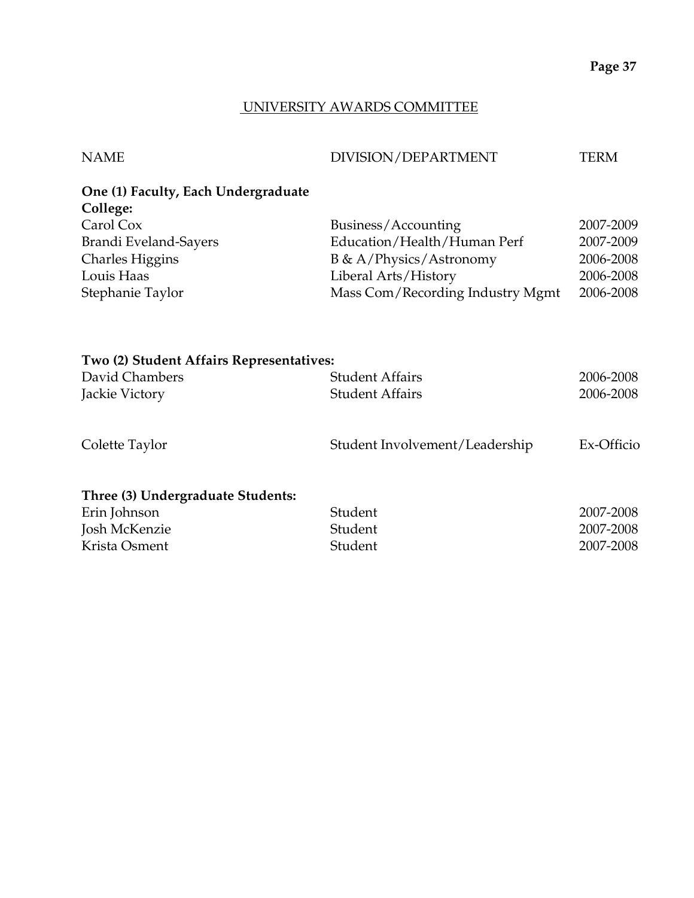## UNIVERSITY AWARDS COMMITTEE

| NAME | DIVISION/DEPARTMENT | TERM |
| --- | --- | --- |
| **One (1) Faculty, Each Undergraduate College:** | | |
| Carol Cox | Business/Accounting | 2007-2009 |
| Brandi Eveland-Sayers | Education/Health/Human Perf | 2007-2009 |
| Charles Higgins | B & A/Physics/Astronomy | 2006-2008 |
| Louis Haas | Liberal Arts/History | 2006-2008 |
| Stephanie Taylor | Mass Com/Recording Industry Mgmt | 2006-2008 |
| **Two (2) Student Affairs Representatives:** | | |
| David Chambers | Student Affairs | 2006-2008 |
| Jackie Victory | Student Affairs | 2006-2008 |
| Colette Taylor | Student Involvement/Leadership | Ex-Officio |
| **Three (3) Undergraduate Students:** | | |
| Erin Johnson | Student | 2007-2008 |
| Josh McKenzie | Student | 2007-2008 |
| Krista Osment | Student | 2007-2008 |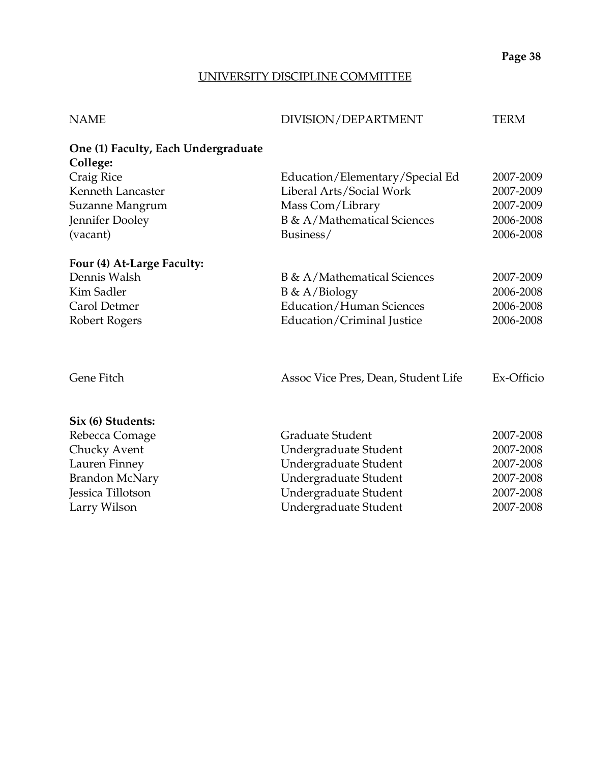## UNIVERSITY DISCIPLINE COMMITTEE

| NAME | DIVISION/DEPARTMENT | TERM |
|---|---|---|
| **One (1) Faculty, Each Undergraduate College:** | | |
| Craig Rice | Education/Elementary/Special Ed | 2007-2009 |
| Kenneth Lancaster | Liberal Arts/Social Work | 2007-2009 |
| Suzanne Mangrum | Mass Com/Library | 2007-2009 |
| Jennifer Dooley | B & A/Mathematical Sciences | 2006-2008 |
| (vacant) | Business/ | 2006-2008 |
| **Four (4) At-Large Faculty:** | | |
| Dennis Walsh | B & A/Mathematical Sciences | 2007-2009 |
| Kim Sadler | B & A/Biology | 2006-2008 |
| Carol Detmer | Education/Human Sciences | 2006-2008 |
| Robert Rogers | Education/Criminal Justice | 2006-2008 |
| Gene Fitch | Assoc Vice Pres, Dean, Student Life | Ex-Officio |
| **Six (6) Students:** | | |
| Rebecca Comage | Graduate Student | 2007-2008 |
| Chucky Avent | Undergraduate Student | 2007-2008 |
| Lauren Finney | Undergraduate Student | 2007-2008 |
| Brandon McNary | Undergraduate Student | 2007-2008 |
| Jessica Tillotson | Undergraduate Student | 2007-2008 |
| Larry Wilson | Undergraduate Student | 2007-2008 |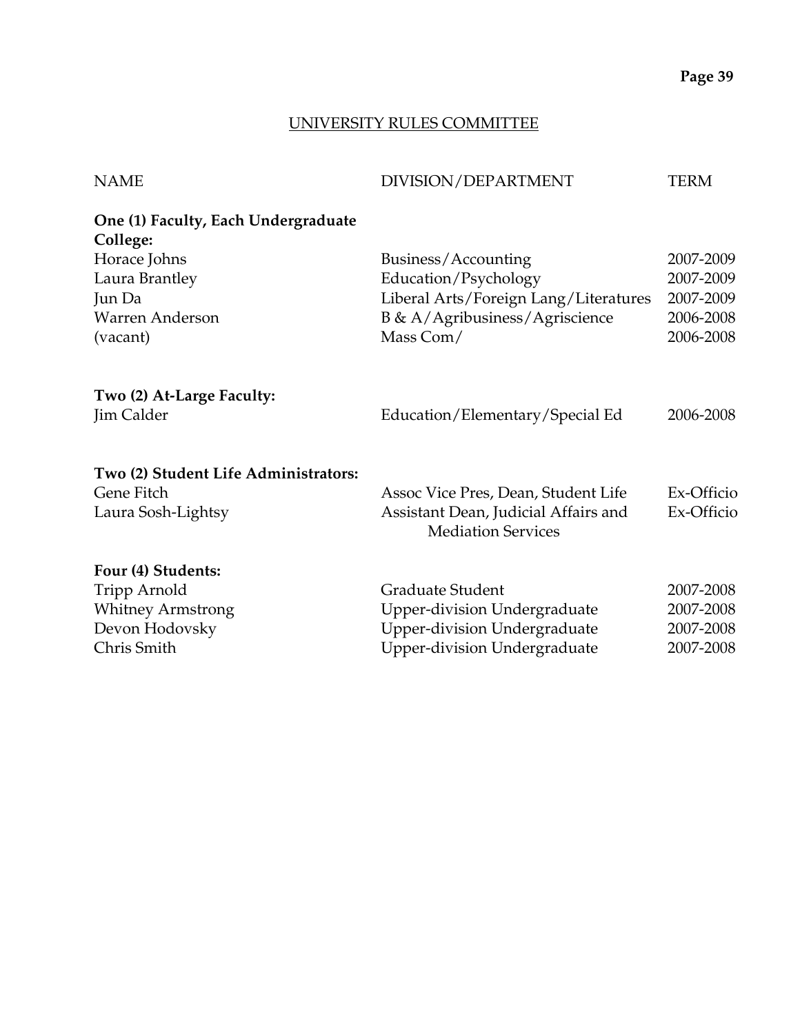## UNIVERSITY RULES COMMITTEE

| NAME | DIVISION/DEPARTMENT | TERM |
|---|---|---|
| **One (1) Faculty, Each Undergraduate College:** | | |
| Horace Johns | Business/Accounting | 2007-2009 |
| Laura Brantley | Education/Psychology | 2007-2009 |
| Jun Da | Liberal Arts/Foreign Lang/Literatures | 2007-2009 |
| Warren Anderson | B & A/Agribusiness/Agriscience | 2006-2008 |
| (vacant) | Mass Com/ | 2006-2008 |
| **Two (2) At-Large Faculty:** | | |
| Jim Calder | Education/Elementary/Special Ed | 2006-2008 |
| **Two (2) Student Life Administrators:** | | |
| Gene Fitch | Assoc Vice Pres, Dean, Student Life | Ex-Officio |
| Laura Sosh-Lightsy | Assistant Dean, Judicial Affairs and Mediation Services | Ex-Officio |
| **Four (4) Students:** | | |
| Tripp Arnold | Graduate Student | 2007-2008 |
| Whitney Armstrong | Upper-division Undergraduate | 2007-2008 |
| Devon Hodovsky | Upper-division Undergraduate | 2007-2008 |
| Chris Smith | Upper-division Undergraduate | 2007-2008 |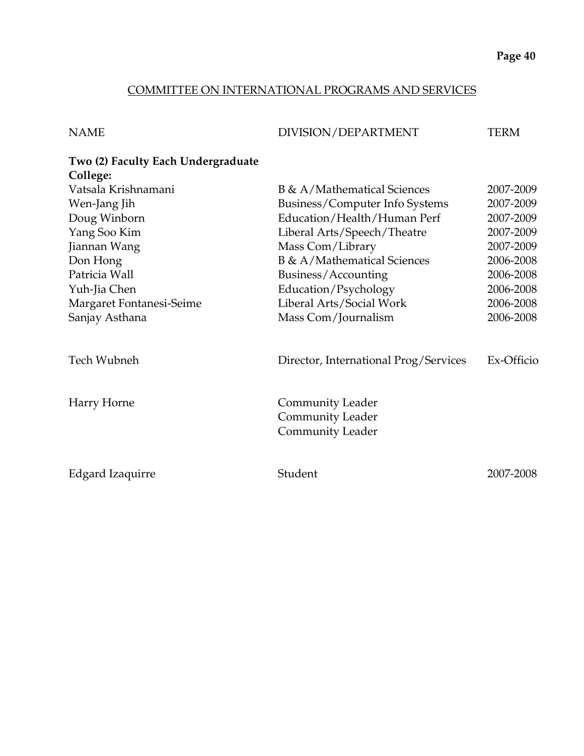## COMMITTEE ON INTERNATIONAL PROGRAMS AND SERVICES

| NAME | DIVISION/DEPARTMENT | TERM |
|---|---|---|
| **Two (2) Faculty Each Undergraduate College:** | | |
| Vatsala Krishnamani | B & A/Mathematical Sciences | 2007-2009 |
| Wen-Jang Jih | Business/Computer Info Systems | 2007-2009 |
| Doug Winborn | Education/Health/Human Perf | 2007-2009 |
| Yang Soo Kim | Liberal Arts/Speech/Theatre | 2007-2009 |
| Jiannan Wang | Mass Com/Library | 2007-2009 |
| Don Hong | B & A/Mathematical Sciences | 2006-2008 |
| Patricia Wall | Business/Accounting | 2006-2008 |
| Yuh-Jia Chen | Education/Psychology | 2006-2008 |
| Margaret Fontanesi-Seime | Liberal Arts/Social Work | 2006-2008 |
| Sanjay Asthana | Mass Com/Journalism | 2006-2008 |
| | | |
| Tech Wubneh | Director, International Prog/Services | Ex-Officio |
| | | |
| Harry Horne | Community Leader | |
| | Community Leader | |
| | Community Leader | |
| | | |
| Edgard Izaquirre | Student | 2007-2008 |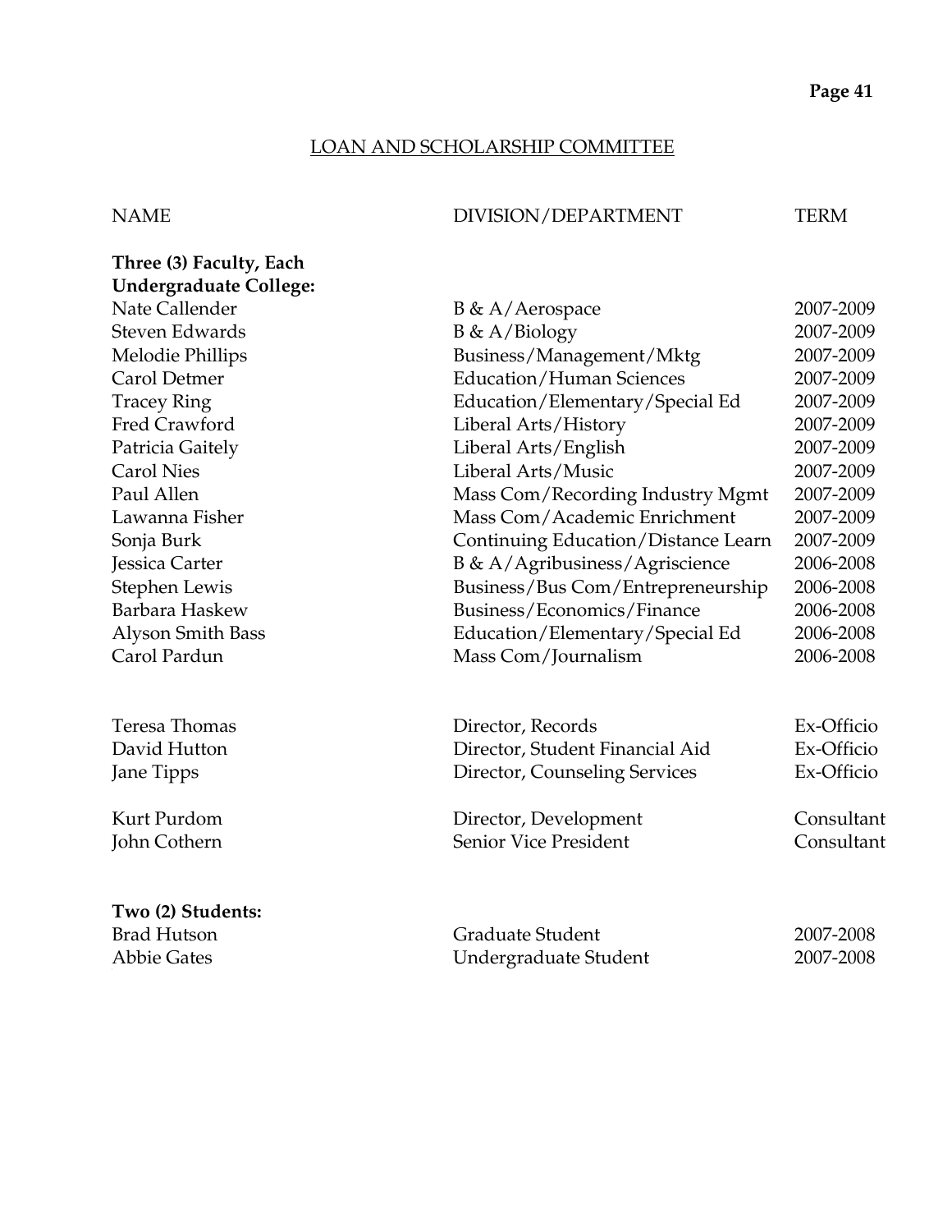## LOAN AND SCHOLARSHIP COMMITTEE

| NAME | DIVISION/DEPARTMENT | TERM |
|---|---|---|
| **Three (3) Faculty, Each Undergraduate College:** | | |
| Nate Callender | B & A/Aerospace | 2007-2009 |
| Steven Edwards | B & A/Biology | 2007-2009 |
| Melodie Phillips | Business/Management/Mktg | 2007-2009 |
| Carol Detmer | Education/Human Sciences | 2007-2009 |
| Tracey Ring | Education/Elementary/Special Ed | 2007-2009 |
| Fred Crawford | Liberal Arts/History | 2007-2009 |
| Patricia Gaitely | Liberal Arts/English | 2007-2009 |
| Carol Nies | Liberal Arts/Music | 2007-2009 |
| Paul Allen | Mass Com/Recording Industry Mgmt | 2007-2009 |
| Lawanna Fisher | Mass Com/Academic Enrichment | 2007-2009 |
| Sonja Burk | Continuing Education/Distance Learn | 2007-2009 |
| Jessica Carter | B & A/Agribusiness/Agriscience | 2006-2008 |
| Stephen Lewis | Business/Bus Com/Entrepreneurship | 2006-2008 |
| Barbara Haskew | Business/Economics/Finance | 2006-2008 |
| Alyson Smith Bass | Education/Elementary/Special Ed | 2006-2008 |
| Carol Pardun | Mass Com/Journalism | 2006-2008 |
| | | |
| Teresa Thomas | Director, Records | Ex-Officio |
| David Hutton | Director, Student Financial Aid | Ex-Officio |
| Jane Tipps | Director, Counseling Services | Ex-Officio |
| | | |
| Kurt Purdom | Director, Development | Consultant |
| John Cothern | Senior Vice President | Consultant |
| | | |
| **Two (2) Students:** | | |
| Brad Hutson | Graduate Student | 2007-2008 |
| Abbie Gates | Undergraduate Student | 2007-2008 |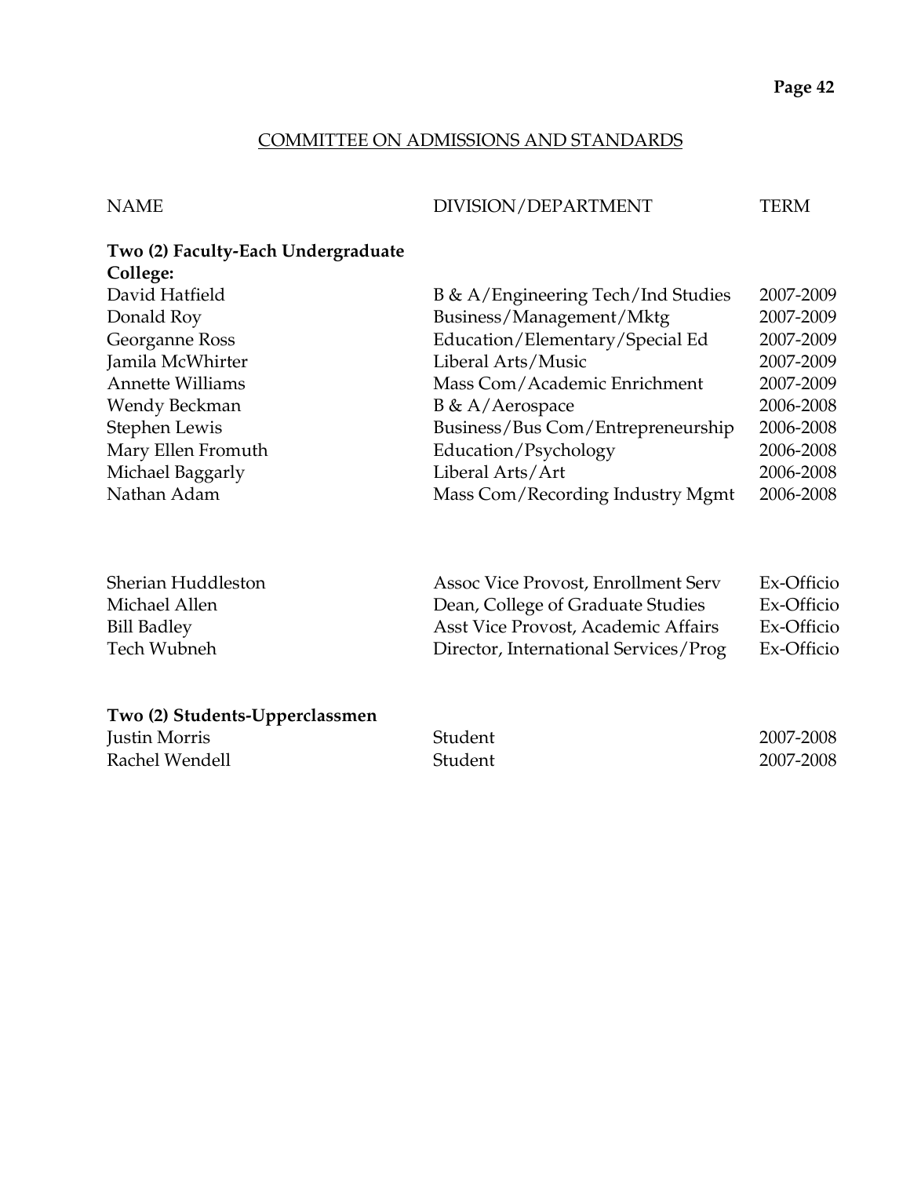## COMMITTEE ON ADMISSIONS AND STANDARDS

| NAME | DIVISION/DEPARTMENT | TERM |
|---|---|---|
| **Two (2) Faculty-Each Undergraduate College:** | | |
| David Hatfield | B & A/Engineering Tech/Ind Studies | 2007-2009 |
| Donald Roy | Business/Management/Mktg | 2007-2009 |
| Georganne Ross | Education/Elementary/Special Ed | 2007-2009 |
| Jamila McWhirter | Liberal Arts/Music | 2007-2009 |
| Annette Williams | Mass Com/Academic Enrichment | 2007-2009 |
| Wendy Beckman | B & A/Aerospace | 2006-2008 |
| Stephen Lewis | Business/Bus Com/Entrepreneurship | 2006-2008 |
| Mary Ellen Fromuth | Education/Psychology | 2006-2008 |
| Michael Baggarly | Liberal Arts/Art | 2006-2008 |
| Nathan Adam | Mass Com/Recording Industry Mgmt | 2006-2008 |
| | | |
| Sherian Huddleston | Assoc Vice Provost, Enrollment Serv | Ex-Officio |
| Michael Allen | Dean, College of Graduate Studies | Ex-Officio |
| Bill Badley | Asst Vice Provost, Academic Affairs | Ex-Officio |
| Tech Wubneh | Director, International Services/Prog | Ex-Officio |
| | | |
| **Two (2) Students-Upperclassmen** | | |
| Justin Morris | Student | 2007-2008 |
| Rachel Wendell | Student | 2007-2008 |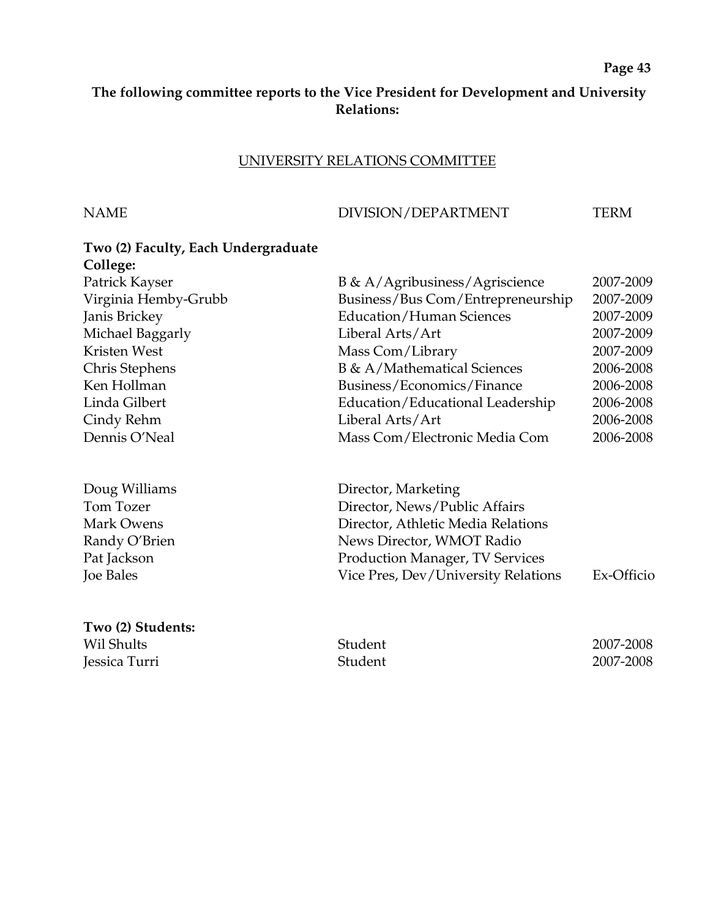**The following committee reports to the Vice President for Development and University Relations:**

## UNIVERSITY RELATIONS COMMITTEE

| NAME | DIVISION/DEPARTMENT | TERM |
|---|---|---|
| **Two (2) Faculty, Each Undergraduate College:** | | |
| Patrick Kayser | B & A/Agribusiness/Agriscience | 2007-2009 |
| Virginia Hemby-Grubb | Business/Bus Com/Entrepreneurship | 2007-2009 |
| Janis Brickey | Education/Human Sciences | 2007-2009 |
| Michael Baggarly | Liberal Arts/Art | 2007-2009 |
| Kristen West | Mass Com/Library | 2007-2009 |
| Chris Stephens | B & A/Mathematical Sciences | 2006-2008 |
| Ken Hollman | Business/Economics/Finance | 2006-2008 |
| Linda Gilbert | Education/Educational Leadership | 2006-2008 |
| Cindy Rehm | Liberal Arts/Art | 2006-2008 |
| Dennis O'Neal | Mass Com/Electronic Media Com | 2006-2008 |
| | | |
| Doug Williams | Director, Marketing | |
| Tom Tozer | Director, News/Public Affairs | |
| Mark Owens | Director, Athletic Media Relations | |
| Randy O'Brien | News Director, WMOT Radio | |
| Pat Jackson | Production Manager, TV Services | |
| Joe Bales | Vice Pres, Dev/University Relations | Ex-Officio |
| | | |
| **Two (2) Students:** | | |
| Wil Shults | Student | 2007-2008 |
| Jessica Turri | Student | 2007-2008 |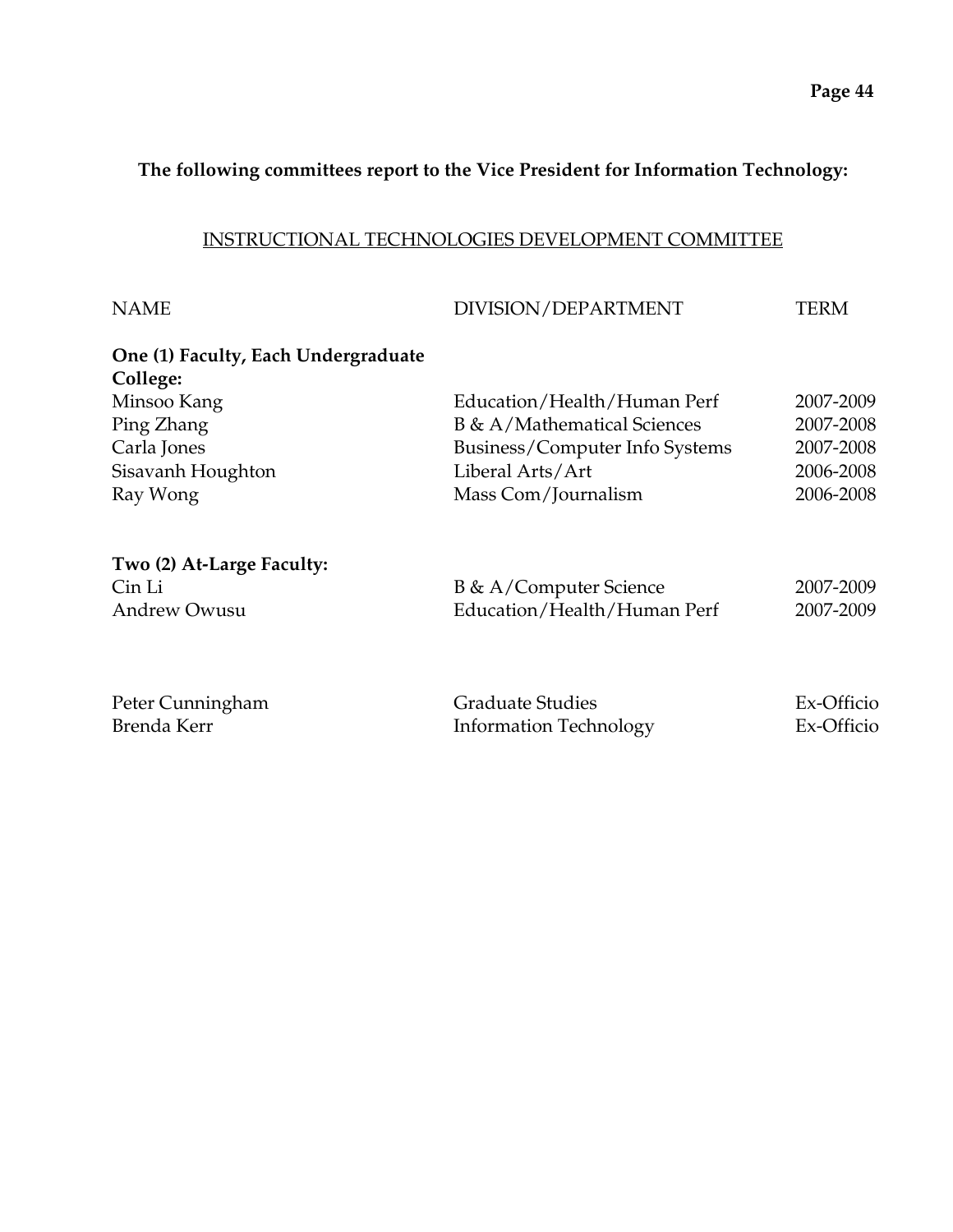**The following committees report to the Vice President for Information Technology:**

## INSTRUCTIONAL TECHNOLOGIES DEVELOPMENT COMMITTEE

| NAME | DIVISION/DEPARTMENT | TERM |
|---|---|---|
| **One (1) Faculty, Each Undergraduate College:** | | |
| Minsoo Kang | Education/Health/Human Perf | 2007-2009 |
| Ping Zhang | B & A/Mathematical Sciences | 2007-2008 |
| Carla Jones | Business/Computer Info Systems | 2007-2008 |
| Sisavanh Houghton | Liberal Arts/Art | 2006-2008 |
| Ray Wong | Mass Com/Journalism | 2006-2008 |
| **Two (2) At-Large Faculty:** | | |
| Cin Li | B & A/Computer Science | 2007-2009 |
| Andrew Owusu | Education/Health/Human Perf | 2007-2009 |
| Peter Cunningham | Graduate Studies | Ex-Officio |
| Brenda Kerr | Information Technology | Ex-Officio |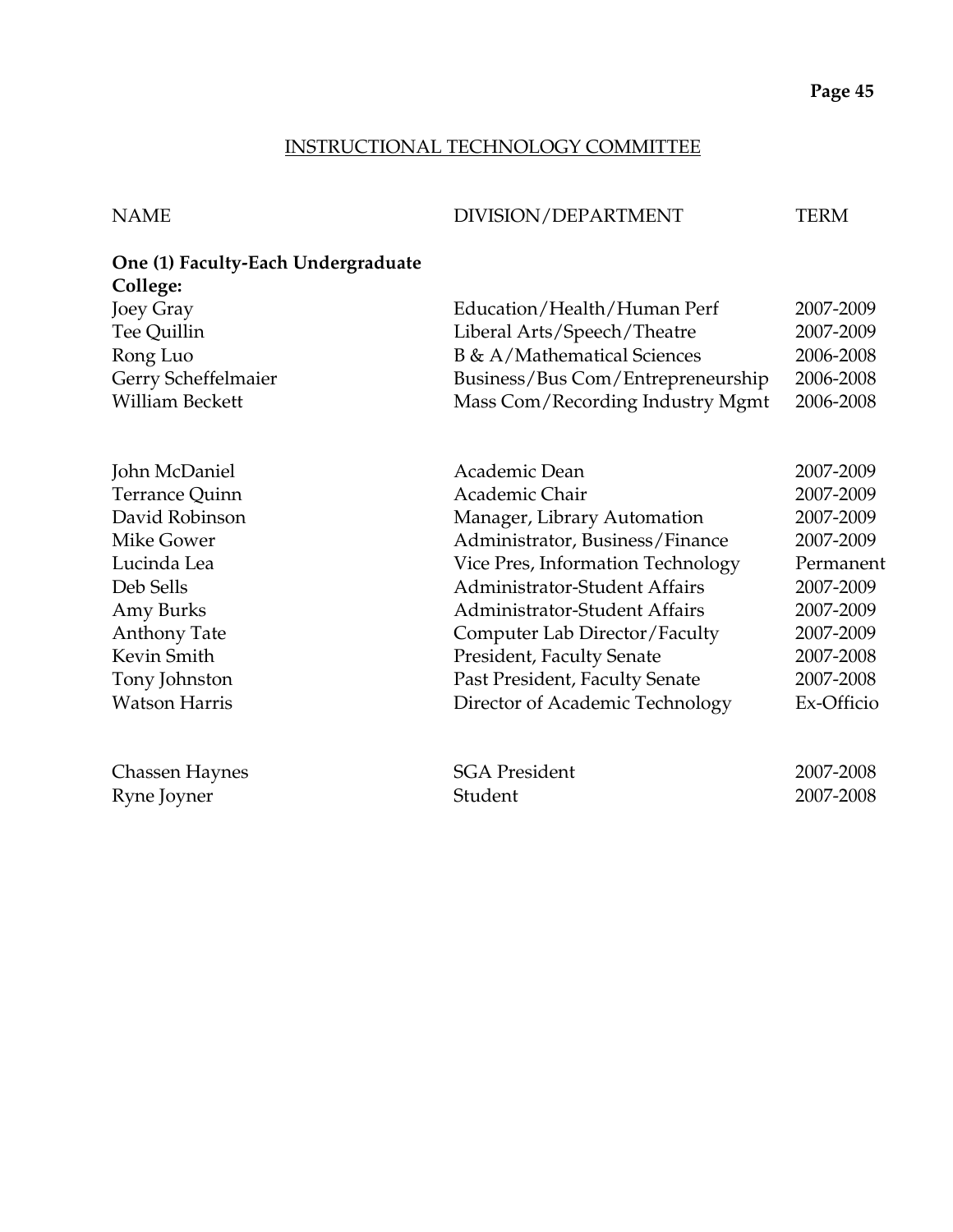## INSTRUCTIONAL TECHNOLOGY COMMITTEE

| NAME | DIVISION/DEPARTMENT | TERM |
|---|---|---|
| **One (1) Faculty-Each Undergraduate College:** | | |
| Joey Gray | Education/Health/Human Perf | 2007-2009 |
| Tee Quillin | Liberal Arts/Speech/Theatre | 2007-2009 |
| Rong Luo | B & A/Mathematical Sciences | 2006-2008 |
| Gerry Scheffelmaier | Business/Bus Com/Entrepreneurship | 2006-2008 |
| William Beckett | Mass Com/Recording Industry Mgmt | 2006-2008 |
| | | |
| John McDaniel | Academic Dean | 2007-2009 |
| Terrance Quinn | Academic Chair | 2007-2009 |
| David Robinson | Manager, Library Automation | 2007-2009 |
| Mike Gower | Administrator, Business/Finance | 2007-2009 |
| Lucinda Lea | Vice Pres, Information Technology | Permanent |
| Deb Sells | Administrator-Student Affairs | 2007-2009 |
| Amy Burks | Administrator-Student Affairs | 2007-2009 |
| Anthony Tate | Computer Lab Director/Faculty | 2007-2009 |
| Kevin Smith | President, Faculty Senate | 2007-2008 |
| Tony Johnston | Past President, Faculty Senate | 2007-2008 |
| Watson Harris | Director of Academic Technology | Ex-Officio |
| | | |
| Chassen Haynes | SGA President | 2007-2008 |
| Ryne Joyner | Student | 2007-2008 |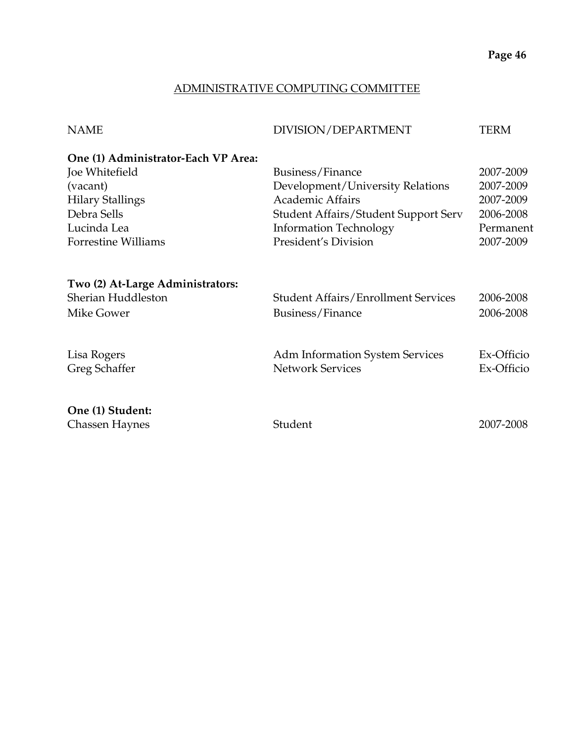## ADMINISTRATIVE COMPUTING COMMITTEE

| NAME | DIVISION/DEPARTMENT | TERM |
|---|---|---|
| **One (1) Administrator-Each VP Area:** | | |
| Joe Whitefield | Business/Finance | 2007-2009 |
| (vacant) | Development/University Relations | 2007-2009 |
| Hilary Stallings | Academic Affairs | 2007-2009 |
| Debra Sells | Student Affairs/Student Support Serv | 2006-2008 |
| Lucinda Lea | Information Technology | Permanent |
| Forrestine Williams | President's Division | 2007-2009 |
| **Two (2) At-Large Administrators:** | | |
| Sherian Huddleston | Student Affairs/Enrollment Services | 2006-2008 |
| Mike Gower | Business/Finance | 2006-2008 |
| Lisa Rogers | Adm Information System Services | Ex-Officio |
| Greg Schaffer | Network Services | Ex-Officio |
| **One (1) Student:** | | |
| Chassen Haynes | Student | 2007-2008 |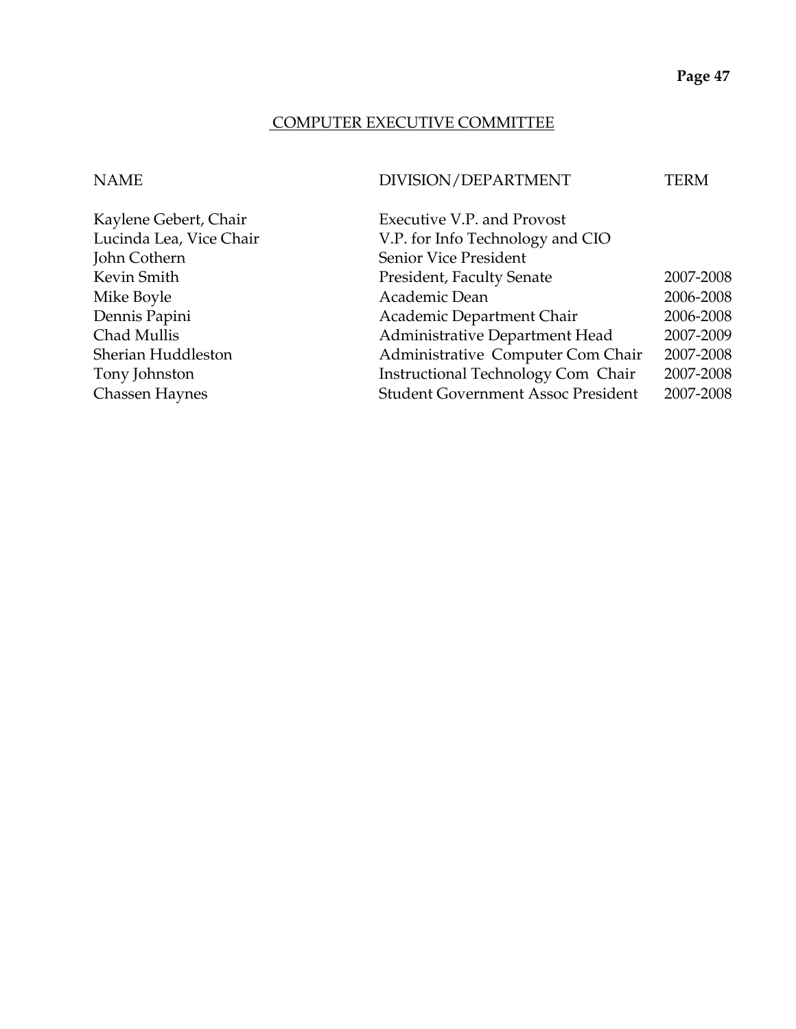## COMPUTER EXECUTIVE COMMITTEE

| NAME | DIVISION/DEPARTMENT | TERM |
|---|---|---|
| Kaylene Gebert, Chair | Executive V.P. and Provost | |
| Lucinda Lea, Vice Chair | V.P. for Info Technology and CIO | |
| John Cothern | Senior Vice President | |
| Kevin Smith | President, Faculty Senate | 2007-2008 |
| Mike Boyle | Academic Dean | 2006-2008 |
| Dennis Papini | Academic Department Chair | 2006-2008 |
| Chad Mullis | Administrative Department Head | 2007-2009 |
| Sherian Huddleston | Administrative Computer Com Chair | 2007-2008 |
| Tony Johnston | Instructional Technology Com Chair | 2007-2008 |
| Chassen Haynes | Student Government Assoc President | 2007-2008 |